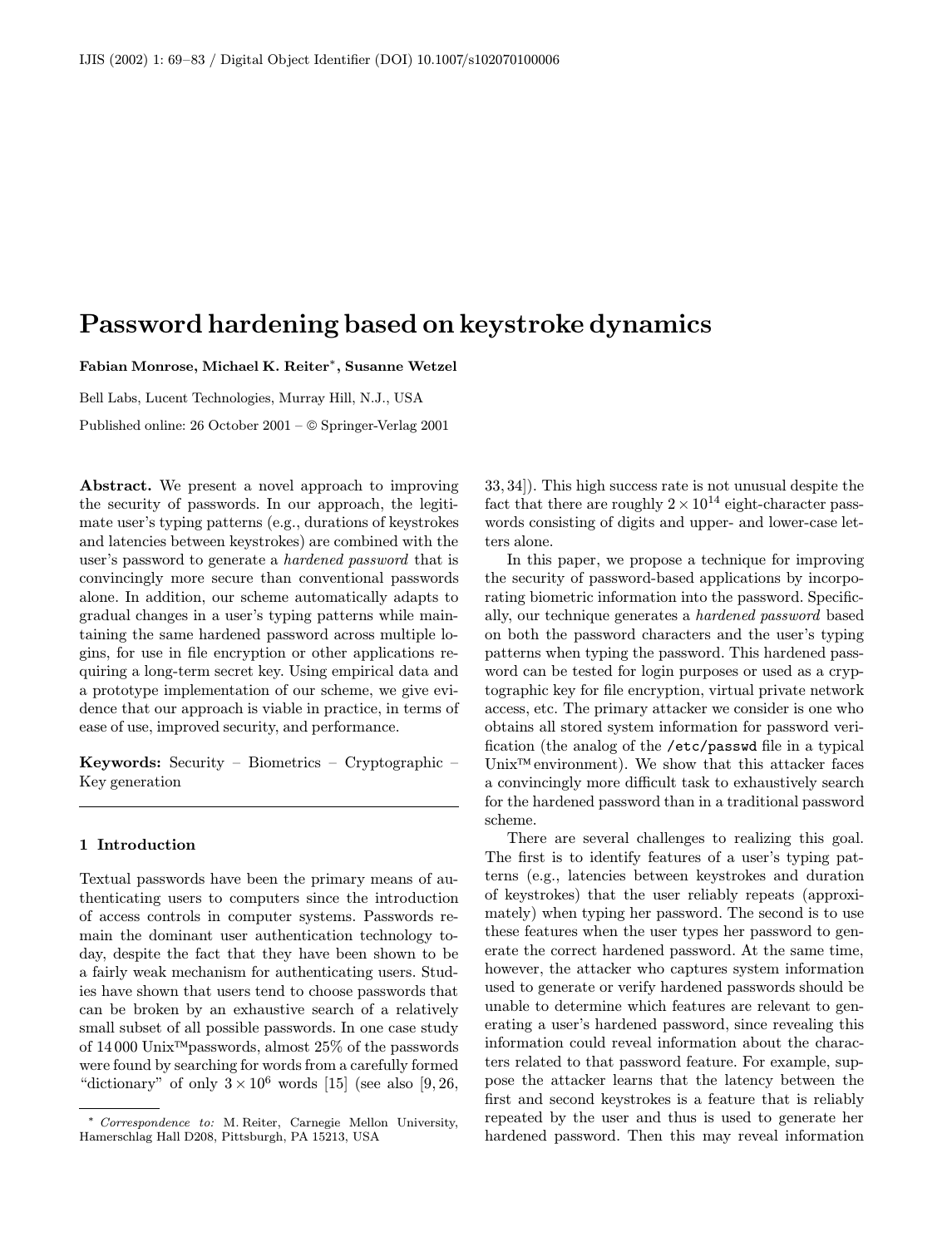# Password hardening based on keystroke dynamics

**Fabian Monrose, Michael K. Reiter*, Susanne Wetzel**

Bell Labs, Lucent Technologies, Murray Hill, N.J., USA

Published online: 26 October 2001 – © Springer-Verlag 2001

**Abstract.** We present a novel approach to improving the security of passwords. In our approach, the legitimate user's typing patterns (e.g., durations of keystrokes and latencies between keystrokes) are combined with the user's password to generate a *hardened password* that is convincingly more secure than conventional passwords alone. In addition, our scheme automatically adapts to gradual changes in a user's typing patterns while maintaining the same hardened password across multiple logins, for use in file encryption or other applications requiring a long-term secret key. Using empirical data and a prototype implementation of our scheme, we give evidence that our approach is viable in practice, in terms of ease of use, improved security, and performance.

**Keywords:** Security – Biometrics – Cryptographic – Key generation

## 1 Introduction

Textual passwords have been the primary means of authenticating users to computers since the introduction of access controls in computer systems. Passwords remain the dominant user authentication technology today, despite the fact that they have been shown to be a fairly weak mechanism for authenticating users. Studies have shown that users tend to choose passwords that can be broken by an exhaustive search of a relatively small subset of all possible passwords. In one case study of 14 000 Unix™passwords, almost 25% of the passwords were found by searching for words from a carefully formed "dictionary" of only $3 \times 10^6$ words [15] (see also [9, 26, 33, 34]). This high success rate is not unusual despite the fact that there are roughly $2 \times 10^{14}$ eight-character passwords consisting of digits and upper- and lower-case letters alone.

In this paper, we propose a technique for improving the security of password-based applications by incorporating biometric information into the password. Specifically, our technique generates a *hardened password* based on both the password characters and the user's typing patterns when typing the password. This hardened password can be tested for login purposes or used as a cryptographic key for file encryption, virtual private network access, etc. The primary attacker we consider is one who obtains all stored system information for password verification (the analog of the /etc/passwd file in a typical Unix™ environment). We show that this attacker faces a convincingly more difficult task to exhaustively search for the hardened password than in a traditional password scheme.

There are several challenges to realizing this goal. The first is to identify features of a user's typing patterns (e.g., latencies between keystrokes and duration of keystrokes) that the user reliably repeats (approximately) when typing her password. The second is to use these features when the user types her password to generate the correct hardened password. At the same time, however, the attacker who captures system information used to generate or verify hardened passwords should be unable to determine which features are relevant to generating a user's hardened password, since revealing this information could reveal information about the characters related to that password feature. For example, suppose the attacker learns that the latency between the first and second keystrokes is a feature that is reliably repeated by the user and thus is used to generate her hardened password. Then this may reveal information

---

* *Correspondence to:* M. Reiter, Carnegie Mellon University, Hamerschlag Hall D208, Pittsburgh, PA 15213, USA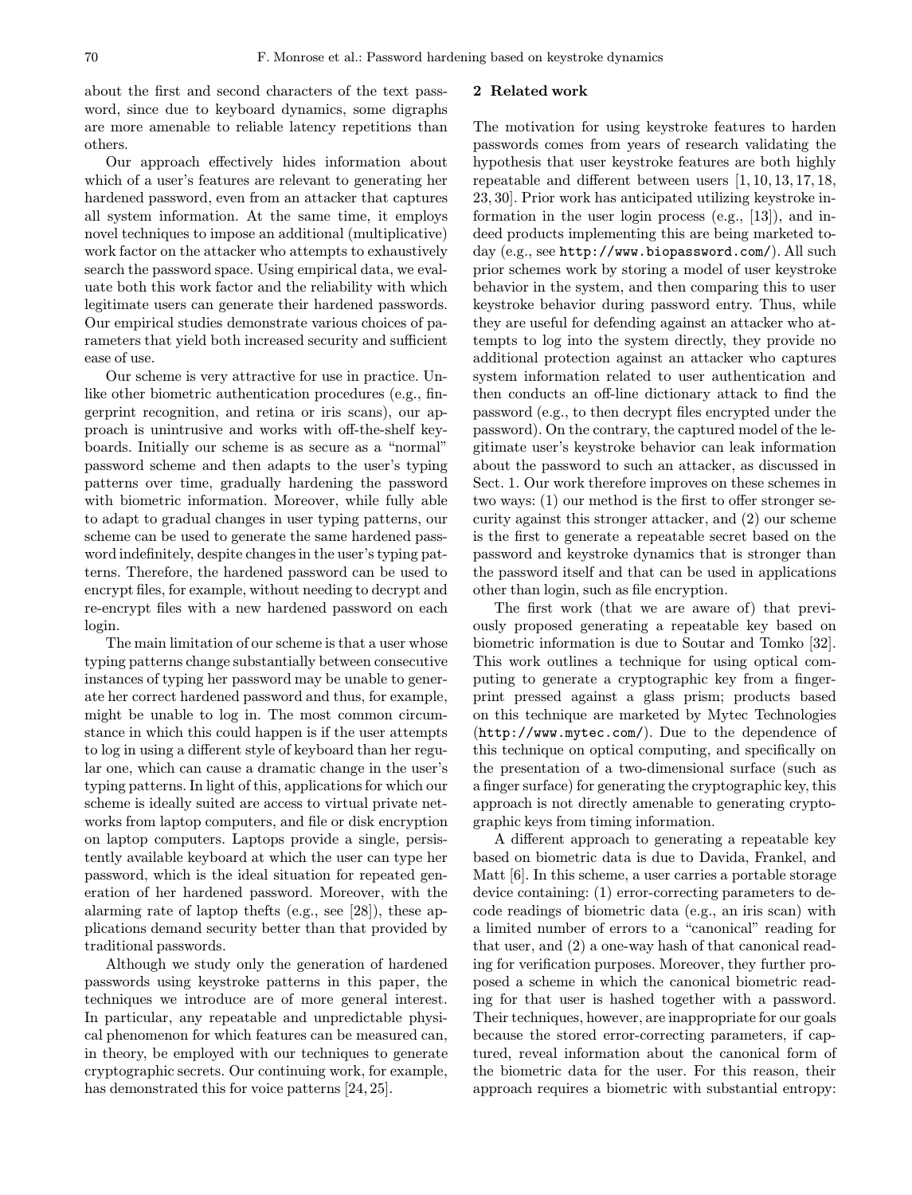about the first and second characters of the text password, since due to keyboard dynamics, some digraphs are more amenable to reliable latency repetitions than others.

Our approach effectively hides information about which of a user's features are relevant to generating her hardened password, even from an attacker that captures all system information. At the same time, it employs novel techniques to impose an additional (multiplicative) work factor on the attacker who attempts to exhaustively search the password space. Using empirical data, we evaluate both this work factor and the reliability with which legitimate users can generate their hardened passwords. Our empirical studies demonstrate various choices of parameters that yield both increased security and sufficient ease of use.

Our scheme is very attractive for use in practice. Unlike other biometric authentication procedures (e.g., fingerprint recognition, and retina or iris scans), our approach is unintrusive and works with off-the-shelf keyboards. Initially our scheme is as secure as a "normal" password scheme and then adapts to the user's typing patterns over time, gradually hardening the password with biometric information. Moreover, while fully able to adapt to gradual changes in user typing patterns, our scheme can be used to generate the same hardened password indefinitely, despite changes in the user's typing patterns. Therefore, the hardened password can be used to encrypt files, for example, without needing to decrypt and re-encrypt files with a new hardened password on each login.

The main limitation of our scheme is that a user whose typing patterns change substantially between consecutive instances of typing her password may be unable to generate her correct hardened password and thus, for example, might be unable to log in. The most common circumstance in which this could happen is if the user attempts to log in using a different style of keyboard than her regular one, which can cause a dramatic change in the user's typing patterns. In light of this, applications for which our scheme is ideally suited are access to virtual private networks from laptop computers, and file or disk encryption on laptop computers. Laptops provide a single, persistently available keyboard at which the user can type her password, which is the ideal situation for repeated generation of her hardened password. Moreover, with the alarming rate of laptop thefts (e.g., see [28]), these applications demand security better than that provided by traditional passwords.

Although we study only the generation of hardened passwords using keystroke patterns in this paper, the techniques we introduce are of more general interest. In particular, any repeatable and unpredictable physical phenomenon for which features can be measured can, in theory, be employed with our techniques to generate cryptographic secrets. Our continuing work, for example, has demonstrated this for voice patterns [24, 25].

## 2 Related work

The motivation for using keystroke features to harden passwords comes from years of research validating the hypothesis that user keystroke features are both highly repeatable and different between users [1, 10, 13, 17, 18, 23, 30]. Prior work has anticipated utilizing keystroke information in the user login process (e.g., [13]), and indeed products implementing this are being marketed today (e.g., see `http://www.biopassword.com/`). All such prior schemes work by storing a model of user keystroke behavior in the system, and then comparing this to user keystroke behavior during password entry. Thus, while they are useful for defending against an attacker who attempts to log into the system directly, they provide no additional protection against an attacker who captures system information related to user authentication and then conducts an off-line dictionary attack to find the password (e.g., to then decrypt files encrypted under the password). On the contrary, the captured model of the legitimate user's keystroke behavior can leak information about the password to such an attacker, as discussed in Sect. 1. Our work therefore improves on these schemes in two ways: (1) our method is the first to offer stronger security against this stronger attacker, and (2) our scheme is the first to generate a repeatable secret based on the password and keystroke dynamics that is stronger than the password itself and that can be used in applications other than login, such as file encryption.

The first work (that we are aware of) that previously proposed generating a repeatable key based on biometric information is due to Soutar and Tomko [32]. This work outlines a technique for using optical computing to generate a cryptographic key from a fingerprint pressed against a glass prism; products based on this technique are marketed by Mytec Technologies (`http://www.mytec.com/`). Due to the dependence of this technique on optical computing, and specifically on the presentation of a two-dimensional surface (such as a finger surface) for generating the cryptographic key, this approach is not directly amenable to generating cryptographic keys from timing information.

A different approach to generating a repeatable key based on biometric data is due to Davida, Frankel, and Matt [6]. In this scheme, a user carries a portable storage device containing: (1) error-correcting parameters to decode readings of biometric data (e.g., an iris scan) with a limited number of errors to a "canonical" reading for that user, and (2) a one-way hash of that canonical reading for verification purposes. Moreover, they further proposed a scheme in which the canonical biometric reading for that user is hashed together with a password. Their techniques, however, are inappropriate for our goals because the stored error-correcting parameters, if captured, reveal information about the canonical form of the biometric data for the user. For this reason, their approach requires a biometric with substantial entropy: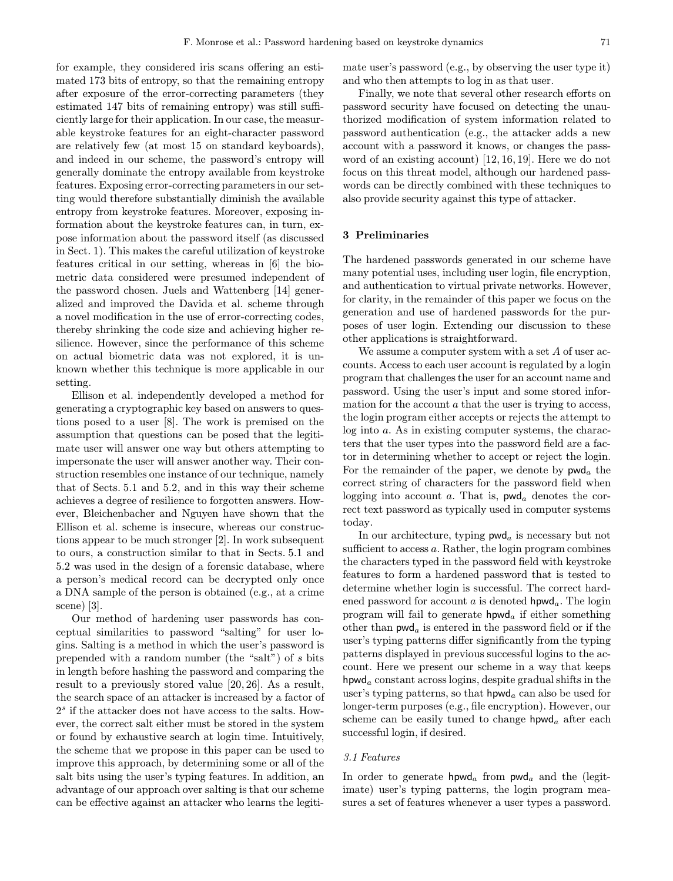for example, they considered iris scans offering an estimated 173 bits of entropy, so that the remaining entropy after exposure of the error-correcting parameters (they estimated 147 bits of remaining entropy) was still sufficiently large for their application. In our case, the measurable keystroke features for an eight-character password are relatively few (at most 15 on standard keyboards), and indeed in our scheme, the password's entropy will generally dominate the entropy available from keystroke features. Exposing error-correcting parameters in our setting would therefore substantially diminish the available entropy from keystroke features. Moreover, exposing information about the keystroke features can, in turn, expose information about the password itself (as discussed in Sect. 1). This makes the careful utilization of keystroke features critical in our setting, whereas in [6] the biometric data considered were presumed independent of the password chosen. Juels and Wattenberg [14] generalized and improved the Davida et al. scheme through a novel modification in the use of error-correcting codes, thereby shrinking the code size and achieving higher resilience. However, since the performance of this scheme on actual biometric data was not explored, it is unknown whether this technique is more applicable in our setting.

Ellison et al. independently developed a method for generating a cryptographic key based on answers to questions posed to a user [8]. The work is premised on the assumption that questions can be posed that the legitimate user will answer one way but others attempting to impersonate the user will answer another way. Their construction resembles one instance of our technique, namely that of Sects. 5.1 and 5.2, and in this way their scheme achieves a degree of resilience to forgotten answers. However, Bleichenbacher and Nguyen have shown that the Ellison et al. scheme is insecure, whereas our constructions appear to be much stronger [2]. In work subsequent to ours, a construction similar to that in Sects. 5.1 and 5.2 was used in the design of a forensic database, where a person's medical record can be decrypted only once a DNA sample of the person is obtained (e.g., at a crime scene) [3].

Our method of hardening user passwords has conceptual similarities to password "salting" for user logins. Salting is a method in which the user's password is prepended with a random number (the "salt") of $s$ bits in length before hashing the password and comparing the result to a previously stored value [20, 26]. As a result, the search space of an attacker is increased by a factor of $2^s$ if the attacker does not have access to the salts. However, the correct salt either must be stored in the system or found by exhaustive search at login time. Intuitively, the scheme that we propose in this paper can be used to improve this approach, by determining some or all of the salt bits using the user's typing features. In addition, an advantage of our approach over salting is that our scheme can be effective against an attacker who learns the legitimate user's password (e.g., by observing the user type it) and who then attempts to log in as that user.

Finally, we note that several other research efforts on password security have focused on detecting the unauthorized modification of system information related to password authentication (e.g., the attacker adds a new account with a password it knows, or changes the password of an existing account) [12, 16, 19]. Here we do not focus on this threat model, although our hardened passwords can be directly combined with these techniques to also provide security against this type of attacker.

## 3 Preliminaries

The hardened passwords generated in our scheme have many potential uses, including user login, file encryption, and authentication to virtual private networks. However, for clarity, in the remainder of this paper we focus on the generation and use of hardened passwords for the purposes of user login. Extending our discussion to these other applications is straightforward.

We assume a computer system with a set $A$ of user accounts. Access to each user account is regulated by a login program that challenges the user for an account name and password. Using the user's input and some stored information for the account $a$ that the user is trying to access, the login program either accepts or rejects the attempt to log into $a$. As in existing computer systems, the characters that the user types into the password field are a factor in determining whether to accept or reject the login. For the remainder of the paper, we denote by $\mathsf{pwd}_a$ the correct string of characters for the password field when logging into account $a$. That is, $\mathsf{pwd}_a$ denotes the correct text password as typically used in computer systems today.

In our architecture, typing $\mathsf{pwd}_a$ is necessary but not sufficient to access $a$. Rather, the login program combines the characters typed in the password field with keystroke features to form a hardened password that is tested to determine whether login is successful. The correct hardened password for account $a$ is denoted $\mathsf{hpwd}_a$. The login program will fail to generate $\mathsf{hpwd}_a$ if either something other than $\mathsf{pwd}_a$ is entered in the password field or if the user's typing patterns differ significantly from the typing patterns displayed in previous successful logins to the account. Here we present our scheme in a way that keeps $\mathsf{hpwd}_a$ constant across logins, despite gradual shifts in the user's typing patterns, so that $\mathsf{hpwd}_a$ can also be used for longer-term purposes (e.g., file encryption). However, our scheme can be easily tuned to change $\mathsf{hpwd}_a$ after each successful login, if desired.

### 3.1 Features

In order to generate $\mathsf{hpwd}_a$ from $\mathsf{pwd}_a$ and the (legitimate) user's typing patterns, the login program measures a set of features whenever a user types a password.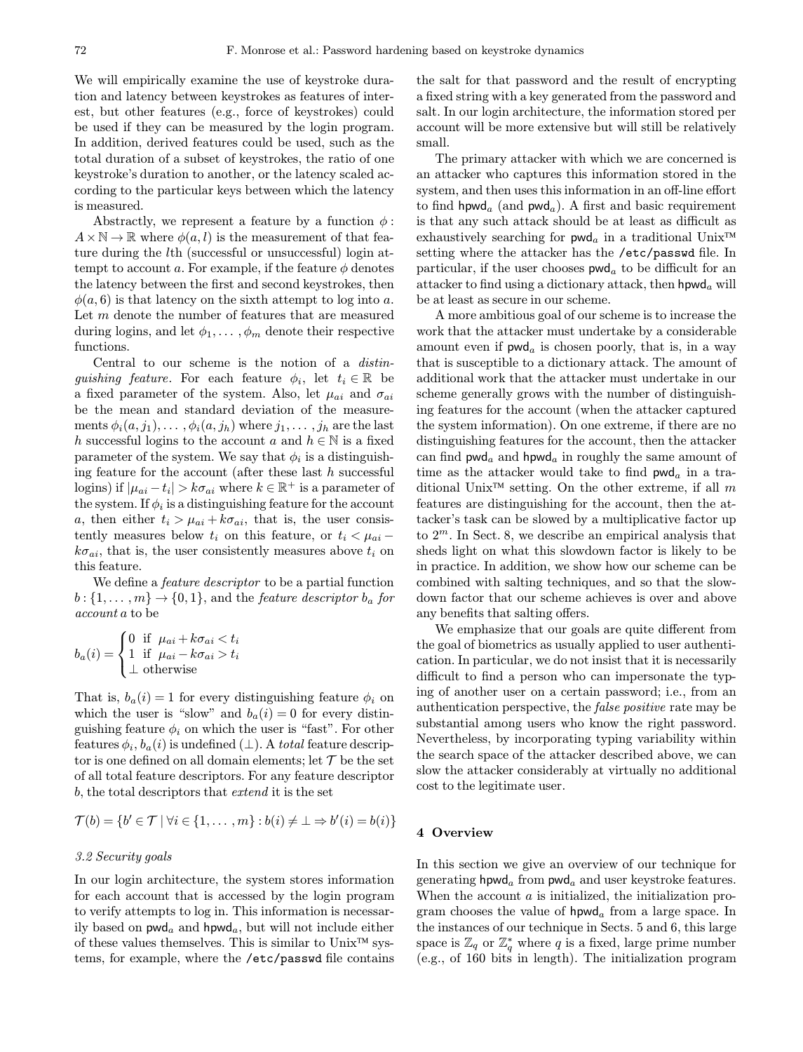We will empirically examine the use of keystroke duration and latency between keystrokes as features of interest, but other features (e.g., force of keystrokes) could be used if they can be measured by the login program. In addition, derived features could be used, such as the total duration of a subset of keystrokes, the ratio of one keystroke's duration to another, or the latency scaled according to the particular keys between which the latency is measured.

Abstractly, we represent a feature by a function $\phi : A \times \mathbb{N} \to \mathbb{R}$ where $\phi(a, l)$ is the measurement of that feature during the $l$th (successful or unsuccessful) login attempt to account $a$. For example, if the feature $\phi$ denotes the latency between the first and second keystrokes, then $\phi(a, 6)$ is that latency on the sixth attempt to log into $a$. Let $m$ denote the number of features that are measured during logins, and let $\phi_1, \ldots, \phi_m$ denote their respective functions.

Central to our scheme is the notion of a *distinguishing feature*. For each feature $\phi_i$, let $t_i \in \mathbb{R}$ be a fixed parameter of the system. Also, let $\mu_{ai}$ and $\sigma_{ai}$ be the mean and standard deviation of the measurements $\phi_i(a, j_1), \ldots, \phi_i(a, j_h)$ where $j_1, \ldots, j_h$ are the last $h$ successful logins to the account $a$ and $h \in \mathbb{N}$ is a fixed parameter of the system. We say that $\phi_i$ is a distinguishing feature for the account (after these last $h$ successful logins) if $|\mu_{ai} - t_i| > k\sigma_{ai}$ where $k \in \mathbb{R}^+$ is a parameter of the system. If $\phi_i$ is a distinguishing feature for the account $a$, then either $t_i > \mu_{ai} + k\sigma_{ai}$, that is, the user consistently measures below $t_i$ on this feature, or $t_i < \mu_{ai} - k\sigma_{ai}$, that is, the user consistently measures above $t_i$ on this feature.

We define a *feature descriptor* to be a partial function $b : \{1, \ldots, m\} \to \{0, 1\}$, and the *feature descriptor* $b_a$ *for account* $a$ to be

$$b_a(i) = \begin{cases} 0 & \text{if } \mu_{ai} + k\sigma_{ai} < t_i \\ 1 & \text{if } \mu_{ai} - k\sigma_{ai} > t_i \\ \bot & \text{otherwise} \end{cases}$$

That is, $b_a(i) = 1$ for every distinguishing feature $\phi_i$ on which the user is "slow" and $b_a(i) = 0$ for every distinguishing feature $\phi_i$ on which the user is "fast". For other features $\phi_i$, $b_a(i)$ is undefined ($\bot$). A *total* feature descriptor is one defined on all domain elements; let $\mathcal{T}$ be the set of all total feature descriptors. For any feature descriptor $b$, the total descriptors that *extend* it is the set

$$\mathcal{T}(b) = \{b' \in \mathcal{T} \mid \forall i \in \{1, \ldots, m\} : b(i) \neq \bot \Rightarrow b'(i) = b(i)\}$$

### 3.2 Security goals

In our login architecture, the system stores information for each account that is accessed by the login program to verify attempts to log in. This information is necessarily based on $\mathsf{pwd}_a$ and $\mathsf{hpwd}_a$, but will not include either of these values themselves. This is similar to Unix™ systems, for example, where the `/etc/passwd` file contains the salt for that password and the result of encrypting a fixed string with a key generated from the password and salt. In our login architecture, the information stored per account will be more extensive but will still be relatively small.

The primary attacker with which we are concerned is an attacker who captures this information stored in the system, and then uses this information in an off-line effort to find $\mathsf{hpwd}_a$ (and $\mathsf{pwd}_a$). A first and basic requirement is that any such attack should be at least as difficult as exhaustively searching for $\mathsf{pwd}_a$ in a traditional Unix™ setting where the attacker has the `/etc/passwd` file. In particular, if the user chooses $\mathsf{pwd}_a$ to be difficult for an attacker to find using a dictionary attack, then $\mathsf{hpwd}_a$ will be at least as secure in our scheme.

A more ambitious goal of our scheme is to increase the work that the attacker must undertake by a considerable amount even if $\mathsf{pwd}_a$ is chosen poorly, that is, in a way that is susceptible to a dictionary attack. The amount of additional work that the attacker must undertake in our scheme generally grows with the number of distinguishing features for the account (when the attacker captured the system information). On one extreme, if there are no distinguishing features for the account, then the attacker can find $\mathsf{pwd}_a$ and $\mathsf{hpwd}_a$ in roughly the same amount of time as the attacker would take to find $\mathsf{pwd}_a$ in a traditional Unix™ setting. On the other extreme, if all $m$ features are distinguishing for the account, then the attacker's task can be slowed by a multiplicative factor up to $2^m$. In Sect. 8, we describe an empirical analysis that sheds light on what this slowdown factor is likely to be in practice. In addition, we show how our scheme can be combined with salting techniques, and so that the slowdown factor that our scheme achieves is over and above any benefits that salting offers.

We emphasize that our goals are quite different from the goal of biometrics as usually applied to user authentication. In particular, we do not insist that it is necessarily difficult to find a person who can impersonate the typing of another user on a certain password; i.e., from an authentication perspective, the *false positive* rate may be substantial among users who know the right password. Nevertheless, by incorporating typing variability within the search space of the attacker described above, we can slow the attacker considerably at virtually no additional cost to the legitimate user.

## 4 Overview

In this section we give an overview of our technique for generating $\mathsf{hpwd}_a$ from $\mathsf{pwd}_a$ and user keystroke features. When the account $a$ is initialized, the initialization program chooses the value of $\mathsf{hpwd}_a$ from a large space. In the instances of our technique in Sects. 5 and 6, this large space is $\mathbb{Z}_q$ or $\mathbb{Z}_q^*$ where $q$ is a fixed, large prime number (e.g., of 160 bits in length). The initialization program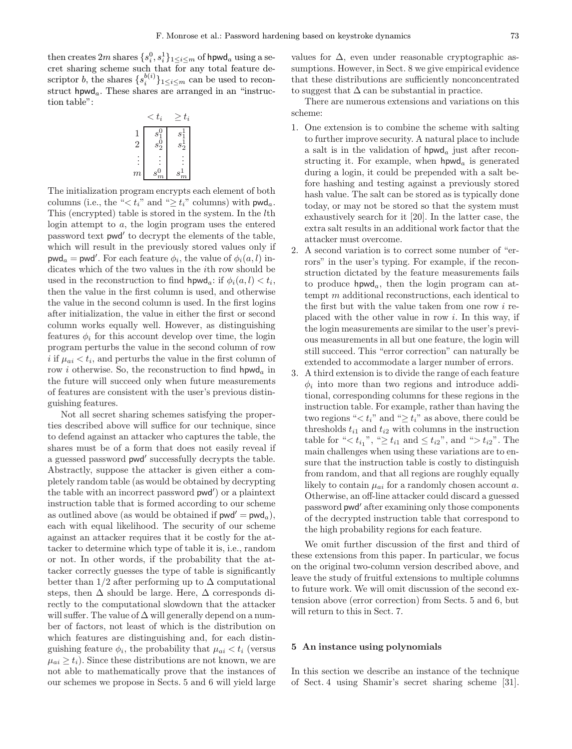then creates $2m$ shares $\{s_i^0, s_i^1\}_{1 \le i \le m}$ of $\mathsf{hpwd}_a$ using a secret sharing scheme such that for any total feature descriptor $b$, the shares $\{s_i^{b(i)}\}_{1 \le i \le m}$ can be used to reconstruct $\mathsf{hpwd}_a$. These shares are arranged in an "instruction table":

|  | $< t_i$ | $\ge t_i$ |
|---|---|---|
| 1 | $s_1^0$ | $s_1^1$ |
| 2 | $s_2^0$ | $s_2^1$ |
| $\vdots$ | $\vdots$ | $\vdots$ |
| $m$ | $s_m^0$ | $s_m^1$ |

The initialization program encrypts each element of both columns (i.e., the "$< t_i$" and "$\ge t_i$" columns) with $\mathsf{pwd}_a$. This (encrypted) table is stored in the system. In the $l$th login attempt to $a$, the login program uses the entered password text $\mathsf{pwd}'$ to decrypt the elements of the table, which will result in the previously stored values only if $\mathsf{pwd}_a = \mathsf{pwd}'$. For each feature $\phi_i$, the value of $\phi_i(a, l)$ indicates which of the two values in the $i$th row should be used in the reconstruction to find $\mathsf{hpwd}_a$: if $\phi_i(a, l) < t_i$, then the value in the first column is used, and otherwise the value in the second column is used. In the first logins after initialization, the value in either the first or second column works equally well. However, as distinguishing features $\phi_i$ for this account develop over time, the login program perturbs the value in the second column of row $i$ if $\mu_{ai} < t_i$, and perturbs the value in the first column of row $i$ otherwise. So, the reconstruction to find $\mathsf{hpwd}_a$ in the future will succeed only when future measurements of features are consistent with the user's previous distinguishing features.

Not all secret sharing schemes satisfying the properties described above will suffice for our technique, since to defend against an attacker who captures the table, the shares must be of a form that does not easily reveal if a guessed password $\mathsf{pwd}'$ successfully decrypts the table. Abstractly, suppose the attacker is given either a completely random table (as would be obtained by decrypting the table with an incorrect password $\mathsf{pwd}'$) or a plaintext instruction table that is formed according to our scheme as outlined above (as would be obtained if $\mathsf{pwd}' = \mathsf{pwd}_a$), each with equal likelihood. The security of our scheme against an attacker requires that it be costly for the attacker to determine which type of table it is, i.e., random or not. In other words, if the probability that the attacker correctly guesses the type of table is significantly better than $1/2$ after performing up to $\Delta$ computational steps, then $\Delta$ should be large. Here, $\Delta$ corresponds directly to the computational slowdown that the attacker will suffer. The value of $\Delta$ will generally depend on a number of factors, not least of which is the distribution on which features are distinguishing and, for each distinguishing feature $\phi_i$, the probability that $\mu_{ai} < t_i$ (versus $\mu_{ai} \ge t_i$). Since these distributions are not known, we are not able to mathematically prove that the instances of our schemes we propose in Sects. 5 and 6 will yield large values for $\Delta$, even under reasonable cryptographic assumptions. However, in Sect. 8 we give empirical evidence that these distributions are sufficiently nonconcentrated to suggest that $\Delta$ can be substantial in practice.

There are numerous extensions and variations on this scheme:

1. One extension is to combine the scheme with salting to further improve security. A natural place to include a salt is in the validation of $\mathsf{hpwd}_a$ just after reconstructing it. For example, when $\mathsf{hpwd}_a$ is generated during a login, it could be prepended with a salt before hashing and testing against a previously stored hash value. The salt can be stored as is typically done today, or may not be stored so that the system must exhaustively search for it [20]. In the latter case, the extra salt results in an additional work factor that the attacker must overcome.
2. A second variation is to correct some number of "errors" in the user's typing. For example, if the reconstruction dictated by the feature measurements fails to produce $\mathsf{hpwd}_a$, then the login program can attempt $m$ additional reconstructions, each identical to the first but with the value taken from one row $i$ replaced with the other value in row $i$. In this way, if the login measurements are similar to the user's previous measurements in all but one feature, the login will still succeed. This "error correction" can naturally be extended to accommodate a larger number of errors.
3. A third extension is to divide the range of each feature $\phi_i$ into more than two regions and introduce additional, corresponding columns for these regions in the instruction table. For example, rather than having the two regions "$< t_i$" and "$\ge t_i$" as above, there could be thresholds $t_{i1}$ and $t_{i2}$ with columns in the instruction table for "$< t_{i_1}$", "$\ge t_{i1}$ and $\le t_{i2}$", and "$> t_{i2}$". The main challenges when using these variations are to ensure that the instruction table is costly to distinguish from random, and that all regions are roughly equally likely to contain $\mu_{ai}$ for a randomly chosen account $a$. Otherwise, an off-line attacker could discard a guessed password $\mathsf{pwd}'$ after examining only those components of the decrypted instruction table that correspond to the high probability regions for each feature.

We omit further discussion of the first and third of these extensions from this paper. In particular, we focus on the original two-column version described above, and leave the study of fruitful extensions to multiple columns to future work. We will omit discussion of the second extension above (error correction) from Sects. 5 and 6, but will return to this in Sect. 7.

## 5 An instance using polynomials

In this section we describe an instance of the technique of Sect. 4 using Shamir's secret sharing scheme [31].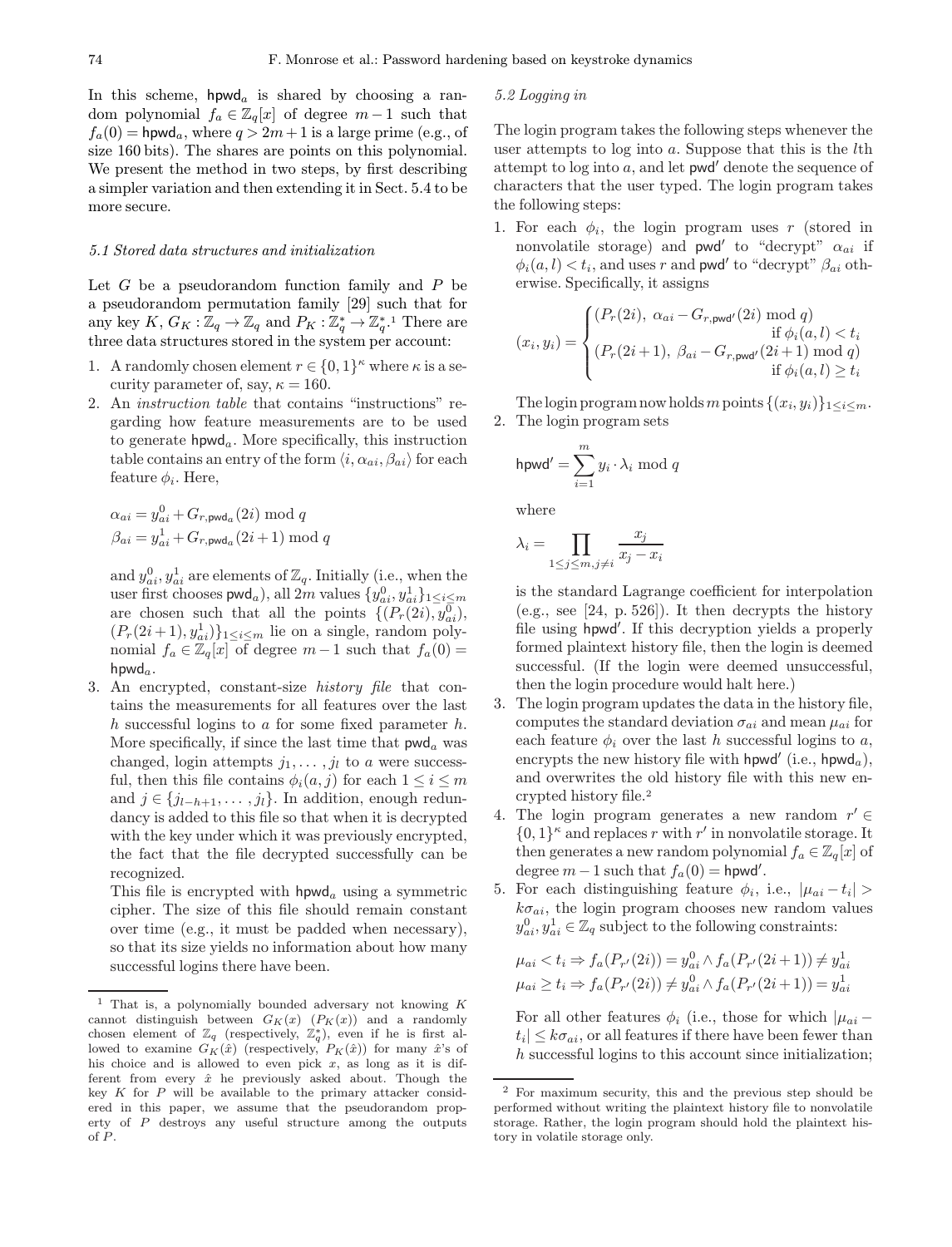In this scheme, $\mathsf{hpwd}_a$ is shared by choosing a random polynomial $f_a \in \mathbb{Z}_q[x]$ of degree $m-1$ such that $f_a(0) = \mathsf{hpwd}_a$, where $q > 2m+1$ is a large prime (e.g., of size 160 bits). The shares are points on this polynomial. We present the method in two steps, by first describing a simpler variation and then extending it in Sect. 5.4 to be more secure.

### 5.1 Stored data structures and initialization

Let $G$ be a pseudorandom function family and $P$ be a pseudorandom permutation family [29] such that for any key $K$, $G_K : \mathbb{Z}_q \to \mathbb{Z}_q$ and $P_K : \mathbb{Z}_q^* \to \mathbb{Z}_q^*$.[1] There are three data structures stored in the system per account:

1. A randomly chosen element $r \in \{0,1\}^\kappa$ where $\kappa$ is a security parameter of, say, $\kappa = 160$.
2. An *instruction table* that contains "instructions" regarding how feature measurements are to be used to generate $\mathsf{hpwd}_a$. More specifically, this instruction table contains an entry of the form $\langle i, \alpha_{ai}, \beta_{ai} \rangle$ for each feature $\phi_i$. Here,

   $$\alpha_{ai} = y^0_{ai} + G_{r,\mathsf{pwd}_a}(2i) \bmod q$$
   $$\beta_{ai} = y^1_{ai} + G_{r,\mathsf{pwd}_a}(2i+1) \bmod q$$

   and $y^0_{ai}, y^1_{ai}$ are elements of $\mathbb{Z}_q$. Initially (i.e., when the user first chooses $\mathsf{pwd}_a$), all $2m$ values $\{y^0_{ai}, y^1_{ai}\}_{1\le i\le m}$ are chosen such that all the points $\{(P_r(2i), y^0_{ai}),$ $(P_r(2i+1), y^1_{ai})\}_{1\le i\le m}$ lie on a single, random polynomial $f_a \in \mathbb{Z}_q[x]$ of degree $m-1$ such that $f_a(0) = \mathsf{hpwd}_a$.
3. An encrypted, constant-size *history file* that contains the measurements for all features over the last $h$ successful logins to $a$ for some fixed parameter $h$. More specifically, if since the last time that $\mathsf{pwd}_a$ was changed, login attempts $j_1, \ldots, j_l$ to $a$ were successful, then this file contains $\phi_i(a, j)$ for each $1 \le i \le m$ and $j \in \{j_{l-h+1}, \ldots, j_l\}$. In addition, enough redundancy is added to this file so that when it is decrypted with the key under which it was previously encrypted, the fact that the file decrypted successfully can be recognized.

   This file is encrypted with $\mathsf{hpwd}_a$ using a symmetric cipher. The size of this file should remain constant over time (e.g., it must be padded when necessary), so that its size yields no information about how many successful logins there have been.

### 5.2 Logging in

The login program takes the following steps whenever the user attempts to log into $a$. Suppose that this is the $l$th attempt to log into $a$, and let $\mathsf{pwd}'$ denote the sequence of characters that the user typed. The login program takes the following steps:

1. For each $\phi_i$, the login program uses $r$ (stored in nonvolatile storage) and $\mathsf{pwd}'$ to "decrypt" $\alpha_{ai}$ if $\phi_i(a,l) < t_i$, and uses $r$ and $\mathsf{pwd}'$ to "decrypt" $\beta_{ai}$ otherwise. Specifically, it assigns

   $$(x_i, y_i) = \begin{cases} (P_r(2i),\ \alpha_{ai} - G_{r,\mathsf{pwd}'}(2i) \bmod q) & \text{if } \phi_i(a,l) < t_i \\ (P_r(2i+1),\ \beta_{ai} - G_{r,\mathsf{pwd}'}(2i+1) \bmod q) & \text{if } \phi_i(a,l) \ge t_i \end{cases}$$

   The login program now holds $m$ points $\{(x_i, y_i)\}_{1\le i\le m}$.
2. The login program sets

   $$\mathsf{hpwd}' = \sum_{i=1}^{m} y_i \cdot \lambda_i \bmod q$$

   where

   $$\lambda_i = \prod_{1\le j\le m, j\ne i} \frac{x_j}{x_j - x_i}$$

   is the standard Lagrange coefficient for interpolation (e.g., see [24, p. 526]). It then decrypts the history file using $\mathsf{hpwd}'$. If this decryption yields a properly formed plaintext history file, then the login is deemed successful. (If the login were deemed unsuccessful, then the login procedure would halt here.)
3. The login program updates the data in the history file, computes the standard deviation $\sigma_{ai}$ and mean $\mu_{ai}$ for each feature $\phi_i$ over the last $h$ successful logins to $a$, encrypts the new history file with $\mathsf{hpwd}'$ (i.e., $\mathsf{hpwd}_a$), and overwrites the old history file with this new encrypted history file.[2]
4. The login program generates a new random $r' \in \{0,1\}^\kappa$ and replaces $r$ with $r'$ in nonvolatile storage. It then generates a new random polynomial $f_a \in \mathbb{Z}_q[x]$ of degree $m-1$ such that $f_a(0) = \mathsf{hpwd}'$.
5. For each distinguishing feature $\phi_i$, i.e., $|\mu_{ai} - t_i| > k\sigma_{ai}$, the login program chooses new random values $y^0_{ai}, y^1_{ai} \in \mathbb{Z}_q$ subject to the following constraints:

   $$\mu_{ai} < t_i \Rightarrow f_a(P_{r'}(2i)) = y^0_{ai} \wedge f_a(P_{r'}(2i+1)) \ne y^1_{ai}$$
   $$\mu_{ai} \ge t_i \Rightarrow f_a(P_{r'}(2i)) \ne y^0_{ai} \wedge f_a(P_{r'}(2i+1)) = y^1_{ai}$$

   For all other features $\phi_i$ (i.e., those for which $|\mu_{ai} - t_i| \le k\sigma_{ai}$, or all features if there have been fewer than $h$ successful logins to this account since initialization;

---

[1] That is, a polynomially bounded adversary not knowing $K$ cannot distinguish between $G_K(x)$ $(P_K(x))$ and a randomly chosen element of $\mathbb{Z}_q$ (respectively, $\mathbb{Z}_q^*$), even if he is first allowed to examine $G_K(\hat{x})$ (respectively, $P_K(\hat{x})$) for many $\hat{x}$'s of his choice and is allowed to even pick $x$, as long as it is different from every $\hat{x}$ he previously asked about. Though the key $K$ for $P$ will be available to the primary attacker considered in this paper, we assume that the pseudorandom property of $P$ destroys any useful structure among the outputs of $P$.

[2] For maximum security, this and the previous step should be performed without writing the plaintext history file to nonvolatile storage. Rather, the login program should hold the plaintext history in volatile storage only.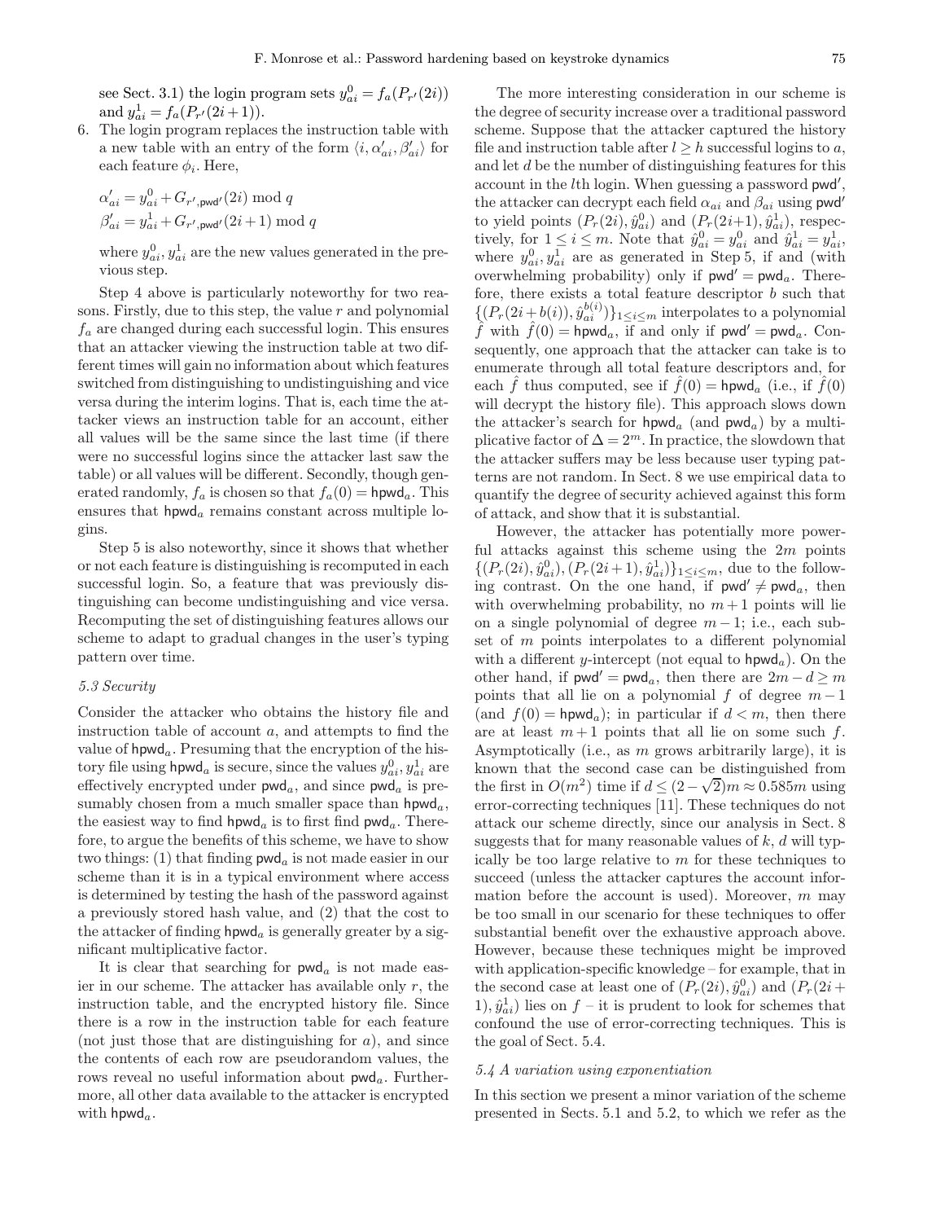see Sect. 3.1) the login program sets $y^0_{ai} = f_a(P_{r'}(2i))$ and $y^1_{ai} = f_a(P_{r'}(2i+1))$.

6. The login program replaces the instruction table with a new table with an entry of the form $\langle i, \alpha'_{ai}, \beta'_{ai}\rangle$ for each feature $\phi_i$. Here,

$$\alpha'_{ai} = y^0_{ai} + G_{r',\mathsf{pwd}'}(2i) \bmod q$$
$$\beta'_{ai} = y^1_{ai} + G_{r',\mathsf{pwd}'}(2i+1) \bmod q$$

where $y^0_{ai}, y^1_{ai}$ are the new values generated in the previous step.

Step 4 above is particularly noteworthy for two reasons. Firstly, due to this step, the value $r$ and polynomial $f_a$ are changed during each successful login. This ensures that an attacker viewing the instruction table at two different times will gain no information about which features switched from distinguishing to undistinguishing and vice versa during the interim logins. That is, each time the attacker views an instruction table for an account, either all values will be the same since the last time (if there were no successful logins since the attacker last saw the table) or all values will be different. Secondly, though generated randomly, $f_a$ is chosen so that $f_a(0) = \mathsf{hpwd}_a$. This ensures that $\mathsf{hpwd}_a$ remains constant across multiple logins.

Step 5 is also noteworthy, since it shows that whether or not each feature is distinguishing is recomputed in each successful login. So, a feature that was previously distinguishing can become undistinguishing and vice versa. Recomputing the set of distinguishing features allows our scheme to adapt to gradual changes in the user's typing pattern over time.

### 5.3 Security

Consider the attacker who obtains the history file and instruction table of account $a$, and attempts to find the value of $\mathsf{hpwd}_a$. Presuming that the encryption of the history file using $\mathsf{hpwd}_a$ is secure, since the values $y^0_{ai}, y^1_{ai}$ are effectively encrypted under $\mathsf{pwd}_a$, and since $\mathsf{pwd}_a$ is presumably chosen from a much smaller space than $\mathsf{hpwd}_a$, the easiest way to find $\mathsf{hpwd}_a$ is to first find $\mathsf{pwd}_a$. Therefore, to argue the benefits of this scheme, we have to show two things: (1) that finding $\mathsf{pwd}_a$ is not made easier in our scheme than it is in a typical environment where access is determined by testing the hash of the password against a previously stored hash value, and (2) that the cost to the attacker of finding $\mathsf{hpwd}_a$ is generally greater by a significant multiplicative factor.

It is clear that searching for $\mathsf{pwd}_a$ is not made easier in our scheme. The attacker has available only $r$, the instruction table, and the encrypted history file. Since there is a row in the instruction table for each feature (not just those that are distinguishing for $a$), and since the contents of each row are pseudorandom values, the rows reveal no useful information about $\mathsf{pwd}_a$. Furthermore, all other data available to the attacker is encrypted with $\mathsf{hpwd}_a$.

The more interesting consideration in our scheme is the degree of security increase over a traditional password scheme. Suppose that the attacker captured the history file and instruction table after $l \geq h$ successful logins to $a$, and let $d$ be the number of distinguishing features for this account in the $l$th login. When guessing a password $\mathsf{pwd}'$, the attacker can decrypt each field $\alpha_{ai}$ and $\beta_{ai}$ using $\mathsf{pwd}'$ to yield points $(P_r(2i), \hat{y}^0_{ai})$ and $(P_r(2i{+}1), \hat{y}^1_{ai})$, respectively, for $1 \leq i \leq m$. Note that $\hat{y}^0_{ai} = y^0_{ai}$ and $\hat{y}^1_{ai} = y^1_{ai}$, where $y^0_{ai}, y^1_{ai}$ are as generated in Step 5, if and (with overwhelming probability) only if $\mathsf{pwd}' = \mathsf{pwd}_a$. Therefore, there exists a total feature descriptor $b$ such that $\{(P_r(2i + b(i)), \hat{y}^{b(i)}_{ai})\}_{1\leq i\leq m}$ interpolates to a polynomial $\hat{f}$ with $\hat{f}(0) = \mathsf{hpwd}_a$, if and only if $\mathsf{pwd}' = \mathsf{pwd}_a$. Consequently, one approach that the attacker can take is to enumerate through all total feature descriptors and, for each $\hat{f}$ thus computed, see if $\hat{f}(0) = \mathsf{hpwd}_a$ (i.e., if $\hat{f}(0)$ will decrypt the history file). This approach slows down the attacker's search for $\mathsf{hpwd}_a$ (and $\mathsf{pwd}_a$) by a multiplicative factor of $\Delta = 2^m$. In practice, the slowdown that the attacker suffers may be less because user typing patterns are not random. In Sect. 8 we use empirical data to quantify the degree of security achieved against this form of attack, and show that it is substantial.

However, the attacker has potentially more powerful attacks against this scheme using the $2m$ points $\{(P_r(2i), \hat{y}^0_{ai}), (P_r(2i+1), \hat{y}^1_{ai})\}_{1\leq i\leq m}$, due to the following contrast. On the one hand, if $\mathsf{pwd}' \neq \mathsf{pwd}_a$, then with overwhelming probability, no $m+1$ points will lie on a single polynomial of degree $m-1$; i.e., each subset of $m$ points interpolates to a different polynomial with a different $y$-intercept (not equal to $\mathsf{hpwd}_a$). On the other hand, if $\mathsf{pwd}' = \mathsf{pwd}_a$, then there are $2m - d \geq m$ points that all lie on a polynomial $f$ of degree $m-1$ (and $f(0) = \mathsf{hpwd}_a$); in particular if $d < m$, then there are at least $m+1$ points that all lie on some such $f$. Asymptotically (i.e., as $m$ grows arbitrarily large), it is known that the second case can be distinguished from the first in $O(m^2)$ time if $d \leq (2 - \sqrt{2})m \approx 0.585m$ using error-correcting techniques [11]. These techniques do not attack our scheme directly, since our analysis in Sect. 8 suggests that for many reasonable values of $k$, $d$ will typically be too large relative to $m$ for these techniques to succeed (unless the attacker captures the account information before the account is used). Moreover, $m$ may be too small in our scenario for these techniques to offer substantial benefit over the exhaustive approach above. However, because these techniques might be improved with application-specific knowledge – for example, that in the second case at least one of $(P_r(2i), \hat{y}^0_{ai})$ and $(P_r(2i+1), \hat{y}^1_{ai})$ lies on $f$ – it is prudent to look for schemes that confound the use of error-correcting techniques. This is the goal of Sect. 5.4.

### 5.4 A variation using exponentiation

In this section we present a minor variation of the scheme presented in Sects. 5.1 and 5.2, to which we refer as the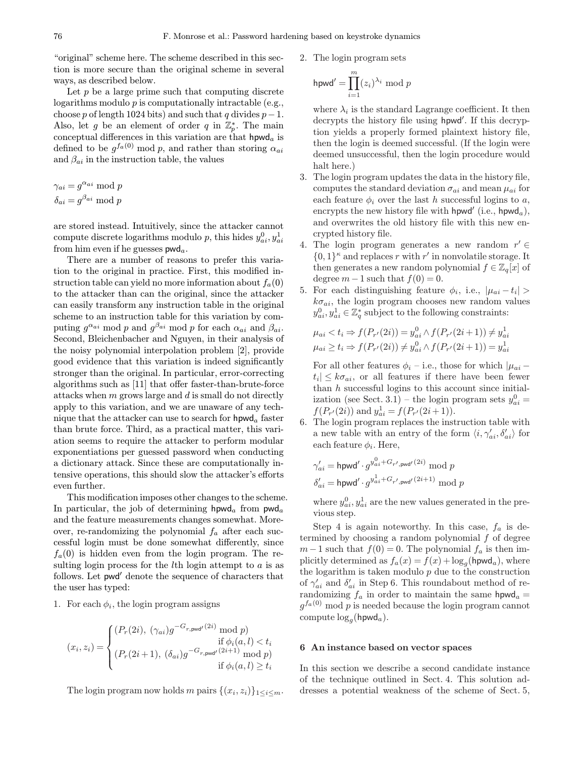"original" scheme here. The scheme described in this section is more secure than the original scheme in several ways, as described below.

Let $p$ be a large prime such that computing discrete logarithms modulo $p$ is computationally intractable (e.g., choose $p$ of length 1024 bits) and such that $q$ divides $p-1$. Also, let $g$ be an element of order $q$ in $\mathbb{Z}_p^*$. The main conceptual differences in this variation are that $\mathsf{hpwd}_a$ is defined to be $g^{f_a(0)} \bmod p$, and rather than storing $\alpha_{ai}$ and $\beta_{ai}$ in the instruction table, the values

$$\gamma_{ai} = g^{\alpha_{ai}} \bmod p$$
$$\delta_{ai} = g^{\beta_{ai}} \bmod p$$

are stored instead. Intuitively, since the attacker cannot compute discrete logarithms modulo $p$, this hides $y^0_{ai}, y^1_{ai}$ from him even if he guesses $\mathsf{pwd}_a$.

There are a number of reasons to prefer this variation to the original in practice. First, this modified instruction table can yield no more information about $f_a(0)$ to the attacker than can the original, since the attacker can easily transform any instruction table in the original scheme to an instruction table for this variation by computing $g^{\alpha_{ai}} \bmod p$ and $g^{\beta_{ai}} \bmod p$ for each $\alpha_{ai}$ and $\beta_{ai}$. Second, Bleichenbacher and Nguyen, in their analysis of the noisy polynomial interpolation problem [2], provide good evidence that this variation is indeed significantly stronger than the original. In particular, error-correcting algorithms such as [11] that offer faster-than-brute-force attacks when $m$ grows large and $d$ is small do not directly apply to this variation, and we are unaware of any technique that the attacker can use to search for $\mathsf{hpwd}_a$ faster than brute force. Third, as a practical matter, this variation seems to require the attacker to perform modular exponentiations per guessed password when conducting a dictionary attack. Since these are computationally intensive operations, this should slow the attacker's efforts even further.

This modification imposes other changes to the scheme. In particular, the job of determining $\mathsf{hpwd}_a$ from $\mathsf{pwd}_a$ and the feature measurements changes somewhat. Moreover, re-randomizing the polynomial $f_a$ after each successful login must be done somewhat differently, since $f_a(0)$ is hidden even from the login program. The resulting login process for the $l$th login attempt to $a$ is as follows. Let $\mathsf{pwd}'$ denote the sequence of characters that the user has typed:

1. For each $\phi_i$, the login program assigns

$$(x_i, z_i) = \begin{cases} (P_r(2i),\ (\gamma_{ai}) g^{-G_{r,\mathsf{pwd}'}(2i)} \bmod p) & \text{if } \phi_i(a,l) < t_i \\ (P_r(2i+1),\ (\delta_{ai}) g^{-G_{r,\mathsf{pwd}'}(2i+1)} \bmod p) & \text{if } \phi_i(a,l) \geq t_i \end{cases}$$

The login program now holds $m$ pairs $\{(x_i, z_i)\}_{1 \leq i \leq m}$.

2. The login program sets

$$\mathsf{hpwd}' = \prod_{i=1}^{m} (z_i)^{\lambda_i} \bmod p$$

where $\lambda_i$ is the standard Lagrange coefficient. It then decrypts the history file using $\mathsf{hpwd}'$. If this decryption yields a properly formed plaintext history file, then the login is deemed successful. (If the login were deemed unsuccessful, then the login procedure would halt here.)

3. The login program updates the data in the history file, computes the standard deviation $\sigma_{ai}$ and mean $\mu_{ai}$ for each feature $\phi_i$ over the last $h$ successful logins to $a$, encrypts the new history file with $\mathsf{hpwd}'$ (i.e., $\mathsf{hpwd}_a$), and overwrites the old history file with this new encrypted history file.

4. The login program generates a new random $r' \in \{0,1\}^\kappa$ and replaces $r$ with $r'$ in nonvolatile storage. It then generates a new random polynomial $f \in \mathbb{Z}_q[x]$ of degree $m-1$ such that $f(0) = 0$.

5. For each distinguishing feature $\phi_i$, i.e., $|\mu_{ai} - t_i| > k\sigma_{ai}$, the login program chooses new random values $y^0_{ai}, y^1_{ai} \in \mathbb{Z}_q^*$ subject to the following constraints:

$$\mu_{ai} < t_i \Rightarrow f(P_{r'}(2i)) = y^0_{ai} \wedge f(P_{r'}(2i+1)) \neq y^1_{ai}$$
$$\mu_{ai} \geq t_i \Rightarrow f(P_{r'}(2i)) \neq y^0_{ai} \wedge f(P_{r'}(2i+1)) = y^1_{ai}$$

For all other features $\phi_i$ – i.e., those for which $|\mu_{ai} - t_i| \leq k\sigma_{ai}$, or all features if there have been fewer than $h$ successful logins to this account since initialization (see Sect. 3.1) – the login program sets $y^0_{ai} = f(P_{r'}(2i))$ and $y^1_{ai} = f(P_{r'}(2i+1))$.

6. The login program replaces the instruction table with a new table with an entry of the form $\langle i, \gamma'_{ai}, \delta'_{ai} \rangle$ for each feature $\phi_i$. Here,

$$\gamma'_{ai} = \mathsf{hpwd}' \cdot g^{y^0_{ai} + G_{r',\mathsf{pwd}'}(2i)} \bmod p$$
$$\delta'_{ai} = \mathsf{hpwd}' \cdot g^{y^1_{ai} + G_{r',\mathsf{pwd}'}(2i+1)} \bmod p$$

where $y^0_{ai}, y^1_{ai}$ are the new values generated in the previous step.

Step 4 is again noteworthy. In this case, $f_a$ is determined by choosing a random polynomial $f$ of degree $m-1$ such that $f(0) = 0$. The polynomial $f_a$ is then implicitly determined as $f_a(x) = f(x) + \log_g(\mathsf{hpwd}_a)$, where the logarithm is taken modulo $p$ due to the construction of $\gamma'_{ai}$ and $\delta'_{ai}$ in Step 6. This roundabout method of re-randomizing $f_a$ in order to maintain the same $\mathsf{hpwd}_a = g^{f_a(0)} \bmod p$ is needed because the login program cannot compute $\log_g(\mathsf{hpwd}_a)$.

## 6 An instance based on vector spaces

In this section we describe a second candidate instance of the technique outlined in Sect. 4. This solution addresses a potential weakness of the scheme of Sect. 5,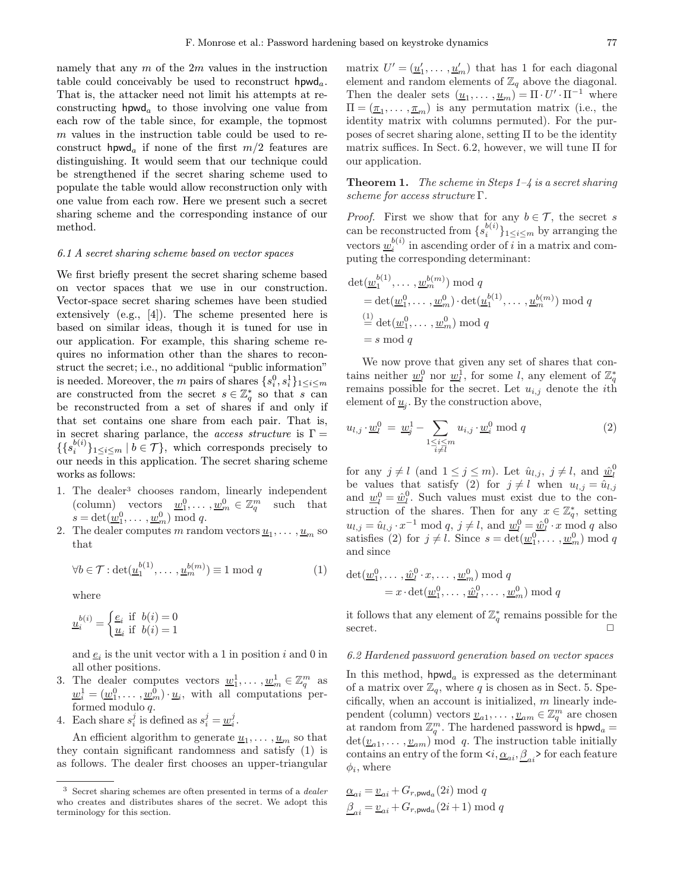namely that any $m$ of the $2m$ values in the instruction table could conceivably be used to reconstruct $\mathsf{hpwd}_a$. That is, the attacker need not limit his attempts at reconstructing $\mathsf{hpwd}_a$ to those involving one value from each row of the table since, for example, the topmost $m$ values in the instruction table could be used to reconstruct $\mathsf{hpwd}_a$ if none of the first $m/2$ features are distinguishing. It would seem that our technique could be strengthened if the secret sharing scheme used to populate the table would allow reconstruction only with one value from each row. Here we present such a secret sharing scheme and the corresponding instance of our method.

### 6.1 A secret sharing scheme based on vector spaces

We first briefly present the secret sharing scheme based on vector spaces that we use in our construction. Vector-space secret sharing schemes have been studied extensively (e.g., [4]). The scheme presented here is based on similar ideas, though it is tuned for use in our application. For example, this sharing scheme requires no information other than the shares to reconstruct the secret; i.e., no additional "public information" is needed. Moreover, the $m$ pairs of shares $\{s_i^0, s_i^1\}_{1\le i\le m}$ are constructed from the secret $s \in \mathbb{Z}_q^*$ so that $s$ can be reconstructed from a set of shares if and only if that set contains one share from each pair. That is, in secret sharing parlance, the *access structure* is $\Gamma = \{\{s_i^{b(i)}\}_{1\le i\le m} \mid b \in \mathcal{T}\}$, which corresponds precisely to our needs in this application. The secret sharing scheme works as follows:

1. The dealer[3] chooses random, linearly independent (column) vectors $\underline{w}_1^0, \ldots, \underline{w}_m^0 \in \mathbb{Z}_q^m$ such that $s = \det(\underline{w}_1^0, \ldots, \underline{w}_m^0) \bmod q$.
2. The dealer computes $m$ random vectors $\underline{u}_1, \ldots, \underline{u}_m$ so that

$$\forall b \in \mathcal{T} : \det(\underline{u}_1^{b(1)}, \ldots, \underline{u}_m^{b(m)}) \equiv 1 \bmod q \qquad (1)$$

   where

$$\underline{u}_i^{b(i)} = \begin{cases} \underline{e}_i & \text{if } b(i) = 0 \\ \underline{u}_i & \text{if } b(i) = 1 \end{cases}$$

   and $\underline{e}_i$ is the unit vector with a 1 in position $i$ and 0 in all other positions.
3. The dealer computes vectors $\underline{w}_1^1, \ldots, \underline{w}_m^1 \in \mathbb{Z}_q^m$ as $\underline{w}_i^1 = (\underline{w}_1^0, \ldots, \underline{w}_m^0) \cdot \underline{u}_i$, with all computations performed modulo $q$.
4. Each share $s_i^j$ is defined as $s_i^j = \underline{w}_i^j$.

An efficient algorithm to generate $\underline{u}_1, \ldots, \underline{u}_m$ so that they contain significant randomness and satisfy (1) is as follows. The dealer first chooses an upper-triangular matrix $U' = (\underline{u}'_1, \ldots, \underline{u}'_m)$ that has 1 for each diagonal element and random elements of $\mathbb{Z}_q$ above the diagonal. Then the dealer sets $(\underline{u}_1, \ldots, \underline{u}_m) = \Pi \cdot U' \cdot \Pi^{-1}$ where $\Pi = (\underline{\pi}_1, \ldots, \underline{\pi}_m)$ is any permutation matrix (i.e., the identity matrix with columns permuted). For the purposes of secret sharing alone, setting $\Pi$ to be the identity matrix suffices. In Sect. 6.2, however, we will tune $\Pi$ for our application.

**Theorem 1.** *The scheme in Steps 1–4 is a secret sharing scheme for access structure* $\Gamma$.

*Proof.* First we show that for any $b \in \mathcal{T}$, the secret $s$ can be reconstructed from $\{s_i^{b(i)}\}_{1\le i\le m}$ by arranging the vectors $\underline{w}_i^{b(i)}$ in ascending order of $i$ in a matrix and computing the corresponding determinant:

$$\begin{aligned}
&\det(\underline{w}_1^{b(1)}, \ldots, \underline{w}_m^{b(m)}) \bmod q \\
&\quad = \det(\underline{w}_1^0, \ldots, \underline{w}_m^0) \cdot \det(\underline{u}_1^{b(1)}, \ldots, \underline{u}_m^{b(m)}) \bmod q \\
&\quad \overset{(1)}{=} \det(\underline{w}_1^0, \ldots, \underline{w}_m^0) \bmod q \\
&\quad = s \bmod q
\end{aligned}$$

We now prove that given any set of shares that contains neither $\underline{w}_l^0$ nor $\underline{w}_l^1$, for some $l$, any element of $\mathbb{Z}_q^*$ remains possible for the secret. Let $u_{i,j}$ denote the $i$th element of $\underline{u}_j$. By the construction above,

$$u_{l,j} \cdot \underline{w}_l^0 = \underline{w}_j^1 - \sum_{\substack{1\le i\le m \\ i\ne l}} u_{i,j} \cdot \underline{w}_i^0 \bmod q \qquad (2)$$

for any $j \ne l$ (and $1 \le j \le m$). Let $\hat{u}_{l,j}$, $j \ne l$, and $\underline{\hat{w}}_l^0$ be values that satisfy (2) for $j \ne l$ when $u_{l,j} = \hat{u}_{l,j}$ and $\underline{w}_l^0 = \underline{\hat{w}}_l^0$. Such values must exist due to the construction of the shares. Then for any $x \in \mathbb{Z}_q^*$, setting $u_{l,j} = \hat{u}_{l,j} \cdot x^{-1} \bmod q$, $j \ne l$, and $\underline{w}_l^0 = \underline{\hat{w}}_l^0 \cdot x \bmod q$ also satisfies (2) for $j \ne l$. Since $s = \det(\underline{w}_1^0, \ldots, \underline{w}_m^0) \bmod q$ and since

$$\begin{aligned}
&\det(\underline{w}_1^0, \ldots, \underline{\hat{w}}_l^0 \cdot x, \ldots, \underline{w}_m^0) \bmod q \\
&\quad = x \cdot \det(\underline{w}_1^0, \ldots, \underline{\hat{w}}_l^0, \ldots, \underline{w}_m^0) \bmod q
\end{aligned}$$

it follows that any element of $\mathbb{Z}_q^*$ remains possible for the secret. □

### 6.2 Hardened password generation based on vector spaces

In this method, $\mathsf{hpwd}_a$ is expressed as the determinant of a matrix over $\mathbb{Z}_q$, where $q$ is chosen as in Sect. 5. Specifically, when an account is initialized, $m$ linearly independent (column) vectors $\underline{v}_{a1}, \ldots, \underline{v}_{am} \in \mathbb{Z}_q^m$ are chosen at random from $\mathbb{Z}_q^m$. The hardened password is $\mathsf{hpwd}_a = \det(\underline{v}_{a1}, \ldots, \underline{v}_{am}) \bmod q$. The instruction table initially contains an entry of the form $\langle i, \underline{\alpha}_{ai}, \underline{\beta}_{ai} \rangle$ for each feature $\phi_i$, where

$$\underline{\alpha}_{ai} = \underline{v}_{ai} + G_{r,\mathsf{pwd}_a}(2i) \bmod q$$
$$\underline{\beta}_{ai} = \underline{v}_{ai} + G_{r,\mathsf{pwd}_a}(2i+1) \bmod q$$

[3] Secret sharing schemes are often presented in terms of a *dealer* who creates and distributes shares of the secret. We adopt this terminology for this section.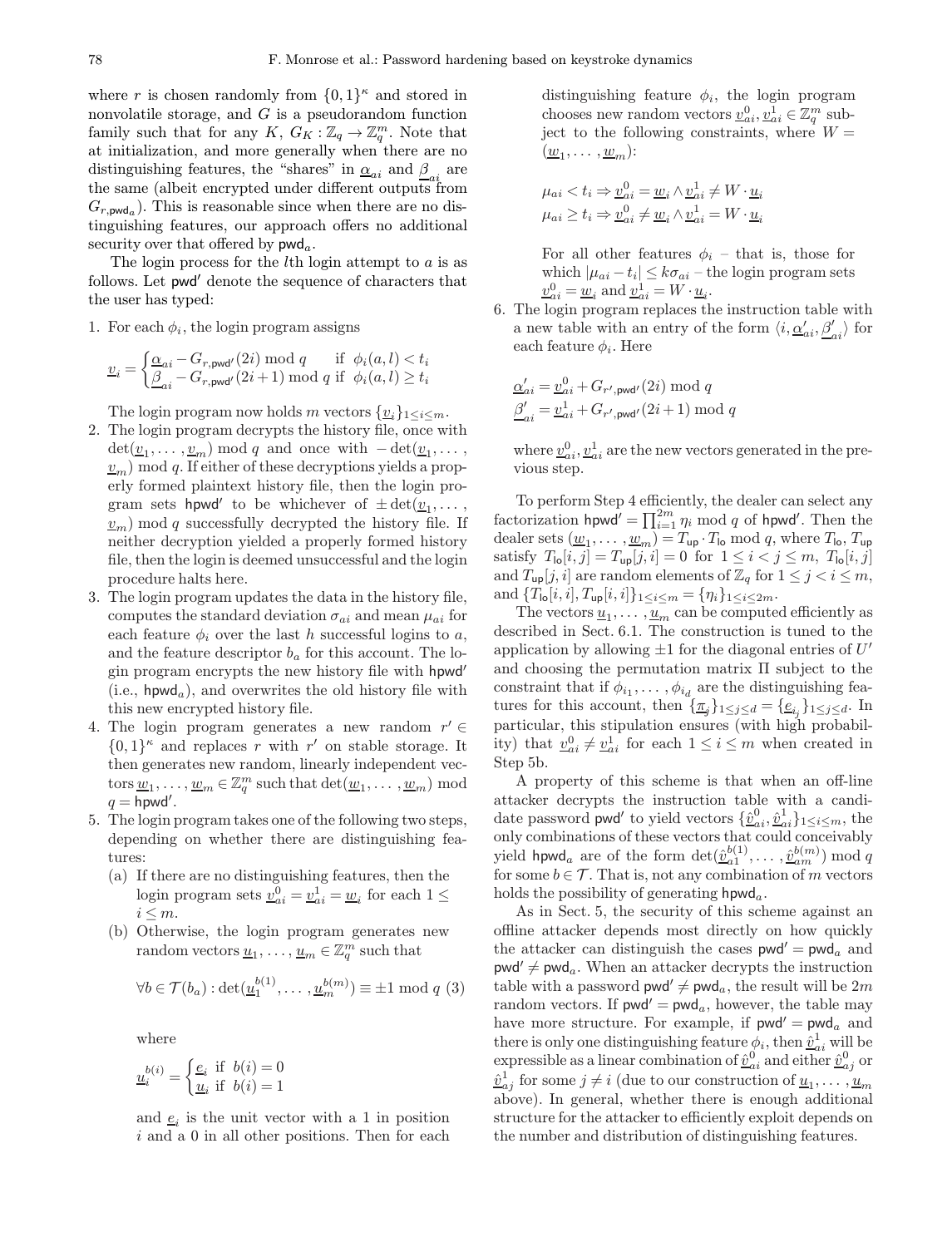where $r$ is chosen randomly from $\{0,1\}^\kappa$ and stored in nonvolatile storage, and $G$ is a pseudorandom function family such that for any $K$, $G_K : \mathbb{Z}_q \to \mathbb{Z}_q^m$. Note that at initialization, and more generally when there are no distinguishing features, the "shares" in $\underline{\alpha}_{ai}$ and $\underline{\beta}_{ai}$ are the same (albeit encrypted under different outputs from $G_{r,\mathsf{pwd}_a}$). This is reasonable since when there are no distinguishing features, our approach offers no additional security over that offered by $\mathsf{pwd}_a$.

The login process for the $l$th login attempt to $a$ is as follows. Let $\mathsf{pwd}'$ denote the sequence of characters that the user has typed:

1. For each $\phi_i$, the login program assigns

$$\underline{v}_i = \begin{cases} \underline{\alpha}_{ai} - G_{r,\mathsf{pwd}'}(2i) \bmod q & \text{if } \phi_i(a,l) < t_i \\ \underline{\beta}_{ai} - G_{r,\mathsf{pwd}'}(2i+1) \bmod q & \text{if } \phi_i(a,l) \geq t_i \end{cases}$$

   The login program now holds $m$ vectors $\{\underline{v}_i\}_{1 \leq i \leq m}$.
2. The login program decrypts the history file, once with $\det(\underline{v}_1, \ldots, \underline{v}_m) \bmod q$ and once with $-\det(\underline{v}_1, \ldots, \underline{v}_m) \bmod q$. If either of these decryptions yields a properly formed plaintext history file, then the login program sets $\mathsf{hpwd}'$ to be whichever of $\pm\det(\underline{v}_1, \ldots, \underline{v}_m) \bmod q$ successfully decrypted the history file. If neither decryption yielded a properly formed history file, then the login is deemed unsuccessful and the login procedure halts here.
3. The login program updates the data in the history file, computes the standard deviation $\sigma_{ai}$ and mean $\mu_{ai}$ for each feature $\phi_i$ over the last $h$ successful logins to $a$, and the feature descriptor $b_a$ for this account. The login program encrypts the new history file with $\mathsf{hpwd}'$ (i.e., $\mathsf{hpwd}_a$), and overwrites the old history file with this new encrypted history file.
4. The login program generates a new random $r' \in \{0,1\}^\kappa$ and replaces $r$ with $r'$ on stable storage. It then generates new random, linearly independent vectors $\underline{w}_1, \ldots, \underline{w}_m \in \mathbb{Z}_q^m$ such that $\det(\underline{w}_1, \ldots, \underline{w}_m) \bmod q = \mathsf{hpwd}'$.
5. The login program takes one of the following two steps, depending on whether there are distinguishing features:
   (a) If there are no distinguishing features, then the login program sets $\underline{v}^0_{ai} = \underline{v}^1_{ai} = \underline{w}_i$ for each $1 \leq i \leq m$.
   (b) Otherwise, the login program generates new random vectors $\underline{u}_1, \ldots, \underline{u}_m \in \mathbb{Z}_q^m$ such that

$$\forall b \in \mathcal{T}(b_a) : \det(\underline{u}_1^{b(1)}, \ldots, \underline{u}_m^{b(m)}) \equiv \pm 1 \bmod q \quad (3)$$

   where

$$\underline{u}_i^{b(i)} = \begin{cases} \underline{e}_i & \text{if } b(i) = 0 \\ \underline{u}_i & \text{if } b(i) = 1 \end{cases}$$

   and $\underline{e}_i$ is the unit vector with a 1 in position $i$ and a 0 in all other positions. Then for each distinguishing feature $\phi_i$, the login program chooses new random vectors $\underline{v}^0_{ai}, \underline{v}^1_{ai} \in \mathbb{Z}_q^m$ subject to the following constraints, where $W = (\underline{w}_1, \ldots, \underline{w}_m)$:

$$\mu_{ai} < t_i \Rightarrow \underline{v}^0_{ai} = \underline{w}_i \wedge \underline{v}^1_{ai} \neq W \cdot \underline{u}_i$$
$$\mu_{ai} \geq t_i \Rightarrow \underline{v}^0_{ai} \neq \underline{w}_i \wedge \underline{v}^1_{ai} = W \cdot \underline{u}_i$$

   For all other features $\phi_i$ – that is, those for which $|\mu_{ai} - t_i| \leq k\sigma_{ai}$ – the login program sets $\underline{v}^0_{ai} = \underline{w}_i$ and $\underline{v}^1_{ai} = W \cdot \underline{u}_i$.
6. The login program replaces the instruction table with a new table with an entry of the form $\langle i, \underline{\alpha}'_{ai}, \underline{\beta}'_{ai} \rangle$ for each feature $\phi_i$. Here

$$\underline{\alpha}'_{ai} = \underline{v}^0_{ai} + G_{r',\mathsf{pwd}'}(2i) \bmod q$$
$$\underline{\beta}'_{ai} = \underline{v}^1_{ai} + G_{r',\mathsf{pwd}'}(2i+1) \bmod q$$

   where $\underline{v}^0_{ai}, \underline{v}^1_{ai}$ are the new vectors generated in the previous step.

To perform Step 4 efficiently, the dealer can select any factorization $\mathsf{hpwd}' = \prod_{i=1}^{2m} \eta_i \bmod q$ of $\mathsf{hpwd}'$. Then the dealer sets $(\underline{w}_1, \ldots, \underline{w}_m) = T_{\mathsf{up}} \cdot T_{\mathsf{lo}} \bmod q$, where $T_{\mathsf{lo}}, T_{\mathsf{up}}$ satisfy $T_{\mathsf{lo}}[i,j] = T_{\mathsf{up}}[j,i] = 0$ for $1 \leq i < j \leq m$, $T_{\mathsf{lo}}[i,j]$ and $T_{\mathsf{up}}[j,i]$ are random elements of $\mathbb{Z}_q$ for $1 \leq j < i \leq m$, and $\{T_{\mathsf{lo}}[i,i], T_{\mathsf{up}}[i,i]\}_{1 \leq i \leq m} = \{\eta_i\}_{1 \leq i \leq 2m}$.

The vectors $\underline{u}_1, \ldots, \underline{u}_m$ can be computed efficiently as described in Sect. 6.1. The construction is tuned to the application by allowing $\pm 1$ for the diagonal entries of $U'$ and choosing the permutation matrix $\Pi$ subject to the constraint that if $\phi_{i_1}, \ldots, \phi_{i_d}$ are the distinguishing features for this account, then $\{\underline{\pi}_j\}_{1 \leq j \leq d} = \{\underline{e}_{i_j}\}_{1 \leq j \leq d}$. In particular, this stipulation ensures (with high probability) that $\underline{v}^0_{ai} \neq \underline{v}^1_{ai}$ for each $1 \leq i \leq m$ when created in Step 5b.

A property of this scheme is that when an off-line attacker decrypts the instruction table with a candidate password $\mathsf{pwd}'$ to yield vectors $\{\hat{\underline{v}}^0_{ai}, \hat{\underline{v}}^1_{ai}\}_{1 \leq i \leq m}$, the only combinations of these vectors that could conceivably yield $\mathsf{hpwd}_a$ are of the form $\det(\hat{\underline{v}}^{b(1)}_{a1}, \ldots, \hat{\underline{v}}^{b(m)}_{am}) \bmod q$ for some $b \in \mathcal{T}$. That is, not any combination of $m$ vectors holds the possibility of generating $\mathsf{hpwd}_a$.

As in Sect. 5, the security of this scheme against an offline attacker depends most directly on how quickly the attacker can distinguish the cases $\mathsf{pwd}' = \mathsf{pwd}_a$ and $\mathsf{pwd}' \neq \mathsf{pwd}_a$. When an attacker decrypts the instruction table with a password $\mathsf{pwd}' \neq \mathsf{pwd}_a$, the result will be $2m$ random vectors. If $\mathsf{pwd}' = \mathsf{pwd}_a$, however, the table may have more structure. For example, if $\mathsf{pwd}' = \mathsf{pwd}_a$ and there is only one distinguishing feature $\phi_i$, then $\hat{\underline{v}}^1_{ai}$ will be expressible as a linear combination of $\hat{\underline{v}}^0_{ai}$ and either $\hat{\underline{v}}^0_{aj}$ or $\hat{\underline{v}}^1_{aj}$ for some $j \neq i$ (due to our construction of $\underline{u}_1, \ldots, \underline{u}_m$ above). In general, whether there is enough additional structure for the attacker to efficiently exploit depends on the number and distribution of distinguishing features.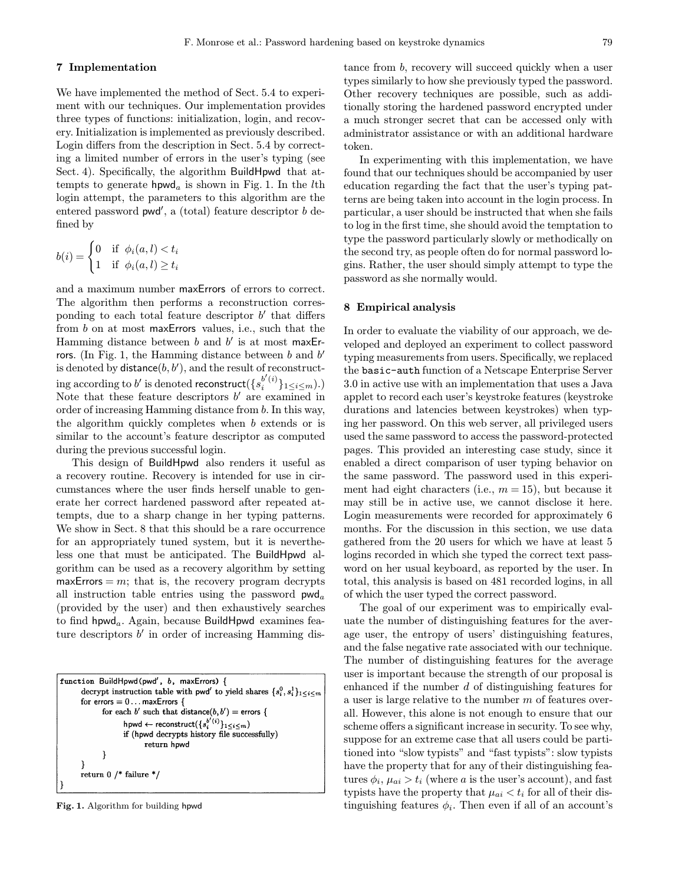## 7 Implementation

We have implemented the method of Sect. 5.4 to experiment with our techniques. Our implementation provides three types of functions: initialization, login, and recovery. Initialization is implemented as previously described. Login differs from the description in Sect. 5.4 by correcting a limited number of errors in the user's typing (see Sect. 4). Specifically, the algorithm BuildHpwd that attempts to generate $\mathsf{hpwd}_a$ is shown in Fig. 1. In the $l$th login attempt, the parameters to this algorithm are the entered password $\mathsf{pwd}'$, a (total) feature descriptor $b$ defined by

$$b(i) = \begin{cases} 0 & \text{if } \phi_i(a,l) < t_i \\ 1 & \text{if } \phi_i(a,l) \geq t_i \end{cases}$$

and a maximum number maxErrors of errors to correct. The algorithm then performs a reconstruction corresponding to each total feature descriptor $b'$ that differs from $b$ on at most maxErrors values, i.e., such that the Hamming distance between $b$ and $b'$ is at most maxErrors. (In Fig. 1, the Hamming distance between $b$ and $b'$ is denoted by $\mathsf{distance}(b, b')$, and the result of reconstructing according to $b'$ is denoted $\mathsf{reconstruct}(\{s_i^{b'(i)}\}_{1 \leq i \leq m})$.) Note that these feature descriptors $b'$ are examined in order of increasing Hamming distance from $b$. In this way, the algorithm quickly completes when $b$ extends or is similar to the account's feature descriptor as computed during the previous successful login.

This design of BuildHpwd also renders it useful as a recovery routine. Recovery is intended for use in circumstances where the user finds herself unable to generate her correct hardened password after repeated attempts, due to a sharp change in her typing patterns. We show in Sect. 8 that this should be a rare occurrence for an appropriately tuned system, but it is nevertheless one that must be anticipated. The BuildHpwd algorithm can be used as a recovery algorithm by setting $\mathsf{maxErrors} = m$; that is, the recovery program decrypts all instruction table entries using the password $\mathsf{pwd}_a$ (provided by the user) and then exhaustively searches to find $\mathsf{hpwd}_a$. Again, because BuildHpwd examines feature descriptors $b'$ in order of increasing Hamming distance from $b$, recovery will succeed quickly when a user types similarly to how she previously typed the password. Other recovery techniques are possible, such as additionally storing the hardened password encrypted under a much stronger secret that can be accessed only with administrator assistance or with an additional hardware token.

```
function BuildHpwd(pwd', b, maxErrors) {
    decrypt instruction table with pwd' to yield shares {s_i^0, s_i^1}_{1≤i≤m}
    for errors = 0 ... maxErrors {
        for each b' such that distance(b, b') = errors {
            hpwd ← reconstruct({s_i^{b'(i)}}_{1≤i≤m})
            if (hpwd decrypts history file successfully)
                return hpwd
        }
    }
    return 0 /* failure */
}
```

**Fig. 1.** Algorithm for building hpwd

In experimenting with this implementation, we have found that our techniques should be accompanied by user education regarding the fact that the user's typing patterns are being taken into account in the login process. In particular, a user should be instructed that when she fails to log in the first time, she should avoid the temptation to type the password particularly slowly or methodically on the second try, as people often do for normal password logins. Rather, the user should simply attempt to type the password as she normally would.

## 8 Empirical analysis

In order to evaluate the viability of our approach, we developed and deployed an experiment to collect password typing measurements from users. Specifically, we replaced the `basic-auth` function of a Netscape Enterprise Server 3.0 in active use with an implementation that uses a Java applet to record each user's keystroke features (keystroke durations and latencies between keystrokes) when typing her password. On this web server, all privileged users used the same password to access the password-protected pages. This provided an interesting case study, since it enabled a direct comparison of user typing behavior on the same password. The password used in this experiment had eight characters (i.e., $m = 15$), but because it may still be in active use, we cannot disclose it here. Login measurements were recorded for approximately 6 months. For the discussion in this section, we use data gathered from the 20 users for which we have at least 5 logins recorded in which she typed the correct text password on her usual keyboard, as reported by the user. In total, this analysis is based on 481 recorded logins, in all of which the user typed the correct password.

The goal of our experiment was to empirically evaluate the number of distinguishing features for the average user, the entropy of users' distinguishing features, and the false negative rate associated with our technique. The number of distinguishing features for the average user is important because the strength of our proposal is enhanced if the number $d$ of distinguishing features for a user is large relative to the number $m$ of features overall. However, this alone is not enough to ensure that our scheme offers a significant increase in security. To see why, suppose for an extreme case that all users could be partitioned into "slow typists" and "fast typists": slow typists have the property that for any of their distinguishing features $\phi_i$, $\mu_{ai} > t_i$ (where $a$ is the user's account), and fast typists have the property that $\mu_{ai} < t_i$ for all of their distinguishing features $\phi_i$. Then even if all of an account's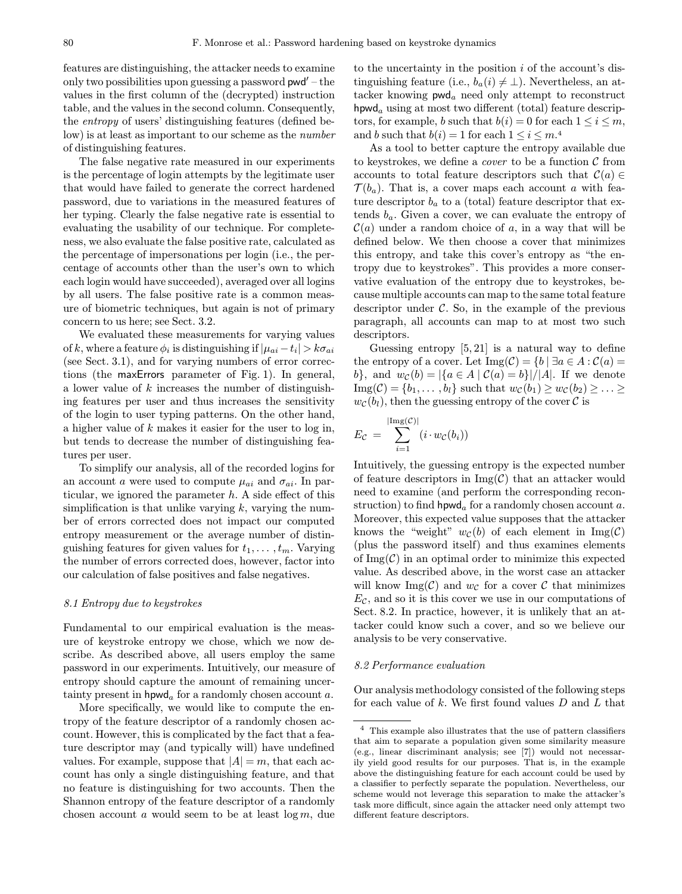features are distinguishing, the attacker needs to examine only two possibilities upon guessing a password $\mathsf{pwd}'$ – the values in the first column of the (decrypted) instruction table, and the values in the second column. Consequently, the *entropy* of users' distinguishing features (defined below) is at least as important to our scheme as the *number* of distinguishing features.

The false negative rate measured in our experiments is the percentage of login attempts by the legitimate user that would have failed to generate the correct hardened password, due to variations in the measured features of her typing. Clearly the false negative rate is essential to evaluating the usability of our technique. For completeness, we also evaluate the false positive rate, calculated as the percentage of impersonations per login (i.e., the percentage of accounts other than the user's own to which each login would have succeeded), averaged over all logins by all users. The false positive rate is a common measure of biometric techniques, but again is not of primary concern to us here; see Sect. 3.2.

We evaluated these measurements for varying values of $k$, where a feature $\phi_i$ is distinguishing if $|\mu_{ai} - t_i| > k\sigma_{ai}$ (see Sect. 3.1), and for varying numbers of error corrections (the maxErrors parameter of Fig. 1). In general, a lower value of $k$ increases the number of distinguishing features per user and thus increases the sensitivity of the login to user typing patterns. On the other hand, a higher value of $k$ makes it easier for the user to log in, but tends to decrease the number of distinguishing features per user.

To simplify our analysis, all of the recorded logins for an account $a$ were used to compute $\mu_{ai}$ and $\sigma_{ai}$. In particular, we ignored the parameter $h$. A side effect of this simplification is that unlike varying $k$, varying the number of errors corrected does not impact our computed entropy measurement or the average number of distinguishing features for given values for $t_1, \ldots, t_m$. Varying the number of errors corrected does, however, factor into our calculation of false positives and false negatives.

### 8.1 Entropy due to keystrokes

Fundamental to our empirical evaluation is the measure of keystroke entropy we chose, which we now describe. As described above, all users employ the same password in our experiments. Intuitively, our measure of entropy should capture the amount of remaining uncertainty present in $\mathsf{hpwd}_a$ for a randomly chosen account $a$.

More specifically, we would like to compute the entropy of the feature descriptor of a randomly chosen account. However, this is complicated by the fact that a feature descriptor may (and typically will) have undefined values. For example, suppose that $|A| = m$, that each account has only a single distinguishing feature, and that no feature is distinguishing for two accounts. Then the Shannon entropy of the feature descriptor of a randomly chosen account $a$ would seem to be at least $\log m$, due to the uncertainty in the position $i$ of the account's distinguishing feature (i.e., $b_a(i) \neq \perp$). Nevertheless, an attacker knowing $\mathsf{pwd}_a$ need only attempt to reconstruct $\mathsf{hpwd}_a$ using at most two different (total) feature descriptors, for example, $b$ such that $b(i) = 0$ for each $1 \leq i \leq m$, and $b$ such that $b(i) = 1$ for each $1 \leq i \leq m$.[4]

As a tool to better capture the entropy available due to keystrokes, we define a *cover* to be a function $\mathcal{C}$ from accounts to total feature descriptors such that $\mathcal{C}(a) \in \mathcal{T}(b_a)$. That is, a cover maps each account $a$ with feature descriptor $b_a$ to a (total) feature descriptor that extends $b_a$. Given a cover, we can evaluate the entropy of $\mathcal{C}(a)$ under a random choice of $a$, in a way that will be defined below. We then choose a cover that minimizes this entropy, and take this cover's entropy as "the entropy due to keystrokes". This provides a more conservative evaluation of the entropy due to keystrokes, because multiple accounts can map to the same total feature descriptor under $\mathcal{C}$. So, in the example of the previous paragraph, all accounts can map to at most two such descriptors.

Guessing entropy [5, 21] is a natural way to define the entropy of a cover. Let $\mathrm{Img}(\mathcal{C}) = \{b \mid \exists a \in A : \mathcal{C}(a) = b\}$, and $w_{\mathcal{C}}(b) = |\{a \in A \mid \mathcal{C}(a) = b\}|/|A|$. If we denote $\mathrm{Img}(\mathcal{C}) = \{b_1, \ldots, b_l\}$ such that $w_{\mathcal{C}}(b_1) \geq w_{\mathcal{C}}(b_2) \geq \ldots \geq w_{\mathcal{C}}(b_l)$, then the guessing entropy of the cover $\mathcal{C}$ is

$$E_{\mathcal{C}} = \sum_{i=1}^{|\mathrm{Img}(\mathcal{C})|} (i \cdot w_{\mathcal{C}}(b_i))$$

Intuitively, the guessing entropy is the expected number of feature descriptors in $\mathrm{Img}(\mathcal{C})$ that an attacker would need to examine (and perform the corresponding reconstruction) to find $\mathsf{hpwd}_a$ for a randomly chosen account $a$. Moreover, this expected value supposes that the attacker knows the "weight" $w_{\mathcal{C}}(b)$ of each element in $\mathrm{Img}(\mathcal{C})$ (plus the password itself) and thus examines elements of $\mathrm{Img}(\mathcal{C})$ in an optimal order to minimize this expected value. As described above, in the worst case an attacker will know $\mathrm{Img}(\mathcal{C})$ and $w_{\mathcal{C}}$ for a cover $\mathcal{C}$ that minimizes $E_{\mathcal{C}}$, and so it is this cover we use in our computations of Sect. 8.2. In practice, however, it is unlikely that an attacker could know such a cover, and so we believe our analysis to be very conservative.

### 8.2 Performance evaluation

Our analysis methodology consisted of the following steps for each value of $k$. We first found values $D$ and $L$ that

---

[4] This example also illustrates that the use of pattern classifiers that aim to separate a population given some similarity measure (e.g., linear discriminant analysis; see [7]) would not necessarily yield good results for our purposes. That is, in the example above the distinguishing feature for each account could be used by a classifier to perfectly separate the population. Nevertheless, our scheme would not leverage this separation to make the attacker's task more difficult, since again the attacker need only attempt two different feature descriptors.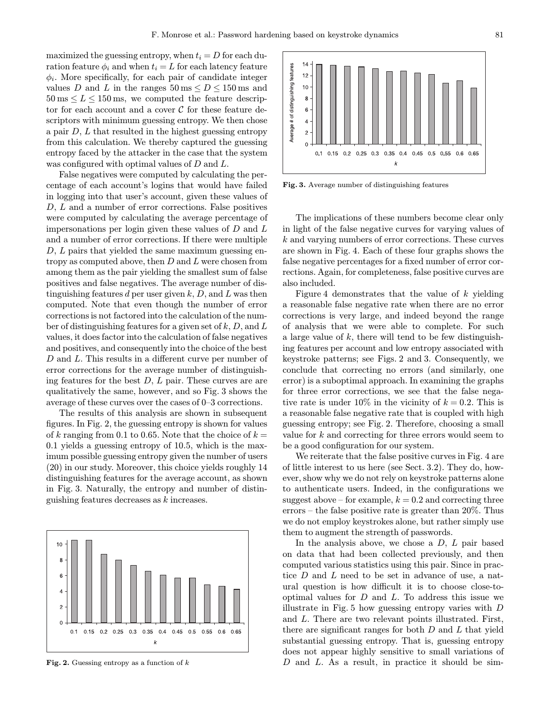maximized the guessing entropy, when $t_i = D$ for each duration feature $\phi_i$ and when $t_i = L$ for each latency feature $\phi_i$. More specifically, for each pair of candidate integer values $D$ and $L$ in the ranges $50\,\text{ms} \leq D \leq 150\,\text{ms}$ and $50\,\text{ms} \leq L \leq 150\,\text{ms}$, we computed the feature descriptor for each account and a cover $\mathcal{C}$ for these feature descriptors with minimum guessing entropy. We then chose a pair $D$, $L$ that resulted in the highest guessing entropy from this calculation. We thereby captured the guessing entropy faced by the attacker in the case that the system was configured with optimal values of $D$ and $L$.

False negatives were computed by calculating the percentage of each account's logins that would have failed in logging into that user's account, given these values of $D$, $L$ and a number of error corrections. False positives were computed by calculating the average percentage of impersonations per login given these values of $D$ and $L$ and a number of error corrections. If there were multiple $D$, $L$ pairs that yielded the same maximum guessing entropy as computed above, then $D$ and $L$ were chosen from among them as the pair yielding the smallest sum of false positives and false negatives. The average number of distinguishing features $d$ per user given $k$, $D$, and $L$ was then computed. Note that even though the number of error corrections is not factored into the calculation of the number of distinguishing features for a given set of $k$, $D$, and $L$ values, it does factor into the calculation of false negatives and positives, and consequently into the choice of the best $D$ and $L$. This results in a different curve per number of error corrections for the average number of distinguishing features for the best $D$, $L$ pair. These curves are are qualitatively the same, however, and so Fig. 3 shows the average of these curves over the cases of 0–3 corrections.

The results of this analysis are shown in subsequent figures. In Fig. 2, the guessing entropy is shown for values of $k$ ranging from 0.1 to 0.65. Note that the choice of $k = 0.1$ yields a guessing entropy of 10.5, which is the maximum possible guessing entropy given the number of users (20) in our study. Moreover, this choice yields roughly 14 distinguishing features for the average account, as shown in Fig. 3. Naturally, the entropy and number of distinguishing features decreases as $k$ increases.

**Fig. 2.** Guessing entropy as a function of $k$

**Fig. 3.** Average number of distinguishing features

The implications of these numbers become clear only in light of the false negative curves for varying values of $k$ and varying numbers of error corrections. These curves are shown in Fig. 4. Each of these four graphs shows the false negative percentages for a fixed number of error corrections. Again, for completeness, false positive curves are also included.

Figure 4 demonstrates that the value of $k$ yielding a reasonable false negative rate when there are no error corrections is very large, and indeed beyond the range of analysis that we were able to complete. For such a large value of $k$, there will tend to be few distinguishing features per account and low entropy associated with keystroke patterns; see Figs. 2 and 3. Consequently, we conclude that correcting no errors (and similarly, one error) is a suboptimal approach. In examining the graphs for three error corrections, we see that the false negative rate is under 10% in the vicinity of $k = 0.2$. This is a reasonable false negative rate that is coupled with high guessing entropy; see Fig. 2. Therefore, choosing a small value for $k$ and correcting for three errors would seem to be a good configuration for our system.

We reiterate that the false positive curves in Fig. 4 are of little interest to us here (see Sect. 3.2). They do, however, show why we do not rely on keystroke patterns alone to authenticate users. Indeed, in the configurations we suggest above – for example, $k = 0.2$ and correcting three errors – the false positive rate is greater than 20%. Thus we do not employ keystrokes alone, but rather simply use them to augment the strength of passwords.

In the analysis above, we chose a $D$, $L$ pair based on data that had been collected previously, and then computed various statistics using this pair. Since in practice $D$ and $L$ need to be set in advance of use, a natural question is how difficult it is to choose close-to-optimal values for $D$ and $L$. To address this issue we illustrate in Fig. 5 how guessing entropy varies with $D$ and $L$. There are two relevant points illustrated. First, there are significant ranges for both $D$ and $L$ that yield substantial guessing entropy. That is, guessing entropy does not appear highly sensitive to small variations of $D$ and $L$. As a result, in practice it should be sim-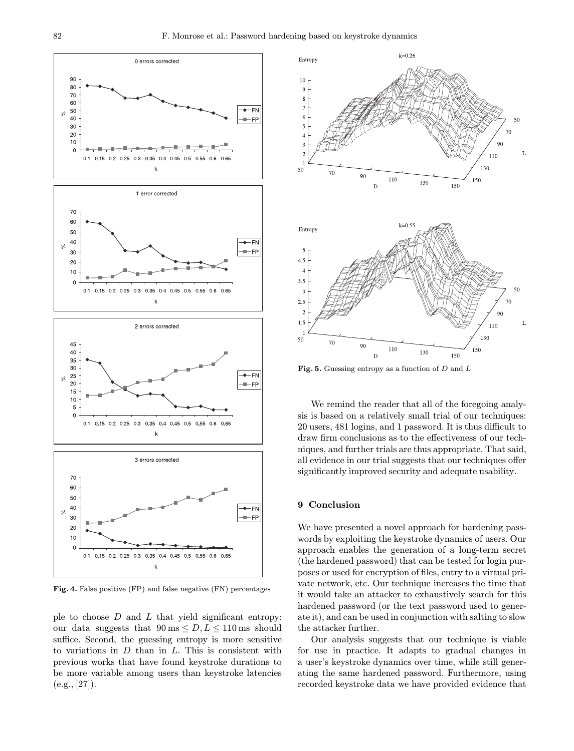Fig. 4. False positive (FP) and false negative (FN) percentages

ple to choose $D$ and $L$ that yield significant entropy: our data suggests that $90\,\text{ms} \leq D, L \leq 110\,\text{ms}$ should suffice. Second, the guessing entropy is more sensitive to variations in $D$ than in $L$. This is consistent with previous works that have found keystroke durations to be more variable among users than keystroke latencies (e.g., [27]).

Fig. 5. Guessing entropy as a function of $D$ and $L$

We remind the reader that all of the foregoing analysis is based on a relatively small trial of our techniques: 20 users, 481 logins, and 1 password. It is thus difficult to draw firm conclusions as to the effectiveness of our techniques, and further trials are thus appropriate. That said, all evidence in our trial suggests that our techniques offer significantly improved security and adequate usability.

## 9 Conclusion

We have presented a novel approach for hardening passwords by exploiting the keystroke dynamics of users. Our approach enables the generation of a long-term secret (the hardened password) that can be tested for login purposes or used for encryption of files, entry to a virtual private network, etc. Our technique increases the time that it would take an attacker to exhaustively search for this hardened password (or the text password used to generate it), and can be used in conjunction with salting to slow the attacker further.

Our analysis suggests that our technique is viable for use in practice. It adapts to gradual changes in a user's keystroke dynamics over time, while still generating the same hardened password. Furthermore, using recorded keystroke data we have provided evidence that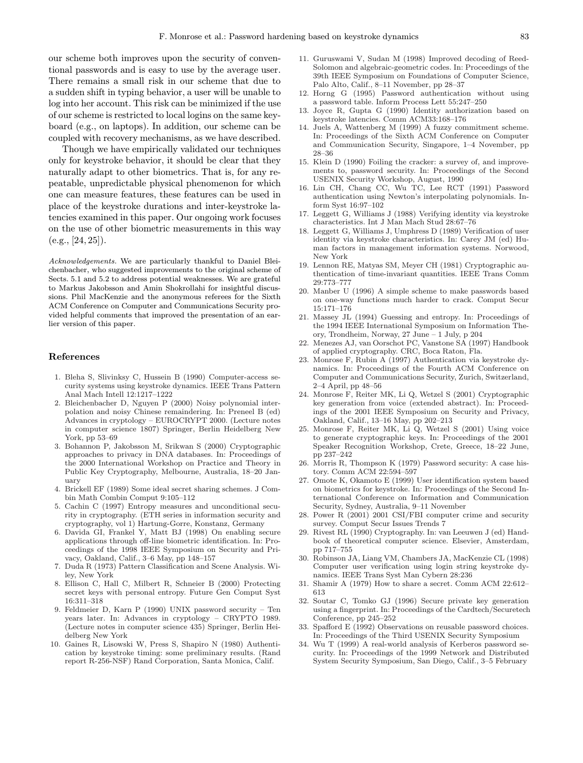our scheme both improves upon the security of conventional passwords and is easy to use by the average user. There remains a small risk in our scheme that due to a sudden shift in typing behavior, a user will be unable to log into her account. This risk can be minimized if the use of our scheme is restricted to local logins on the same keyboard (e.g., on laptops). In addition, our scheme can be coupled with recovery mechanisms, as we have described.

Though we have empirically validated our techniques only for keystroke behavior, it should be clear that they naturally adapt to other biometrics. That is, for any repeatable, unpredictable physical phenomenon for which one can measure features, these features can be used in place of the keystroke durations and inter-keystroke latencies examined in this paper. Our ongoing work focuses on the use of other biometric measurements in this way (e.g., [24, 25]).

*Acknowledgements.* We are particularly thankful to Daniel Bleichenbacher, who suggested improvements to the original scheme of Sects. 5.1 and 5.2 to address potential weaknesses. We are grateful to Markus Jakobsson and Amin Shokrollahi for insightful discussions. Phil MacKenzie and the anonymous referees for the Sixth ACM Conference on Computer and Communications Security provided helpful comments that improved the presentation of an earlier version of this paper.

## References

1. Bleha S, Slivinksy C, Hussein B (1990) Computer-access security systems using keystroke dynamics. IEEE Trans Pattern Anal Mach Intell 12:1217–1222
2. Bleichenbacher D, Nguyen P (2000) Noisy polynomial interpolation and noisy Chinese remaindering. In: Preneel B (ed) Advances in cryptology – EUROCRYPT 2000. (Lecture notes in computer science 1807) Springer, Berlin Heidelberg New York, pp 53–69
3. Bohannon P, Jakobsson M, Srikwan S (2000) Cryptographic approaches to privacy in DNA databases. In: Proceedings of the 2000 International Workshop on Practice and Theory in Public Key Cryptography, Melbourne, Australia, 18–20 January
4. Brickell EF (1989) Some ideal secret sharing schemes. J Combin Math Combin Comput 9:105–112
5. Cachin C (1997) Entropy measures and unconditional security in cryptography. (ETH series in information security and cryptography, vol 1) Hartung-Gorre, Konstanz, Germany
6. Davida GI, Frankel Y, Matt BJ (1998) On enabling secure applications through off-line biometric identification. In: Proceedings of the 1998 IEEE Symposium on Security and Privacy, Oakland, Calif., 3–6 May, pp 148–157
7. Duda R (1973) Pattern Classification and Scene Analysis. Wiley, New York
8. Ellison C, Hall C, Milbert R, Schneier B (2000) Protecting secret keys with personal entropy. Future Gen Comput Syst 16:311–318
9. Feldmeier D, Karn P (1990) UNIX password security – Ten years later. In: Advances in cryptology – CRYPTO 1989. (Lecture notes in computer science 435) Springer, Berlin Heidelberg New York
10. Gaines R, Lisowski W, Press S, Shapiro N (1980) Authentication by keystroke timing: some preliminary results. (Rand report R-256-NSF) Rand Corporation, Santa Monica, Calif.
11. Guruswami V, Sudan M (1998) Improved decoding of Reed-Solomon and algebraic-geometric codes. In: Proceedings of the 39th IEEE Symposium on Foundations of Computer Science, Palo Alto, Calif., 8–11 November, pp 28–37
12. Horng G (1995) Password authentication without using a password table. Inform Process Lett 55:247–250
13. Joyce R, Gupta G (1990) Identity authorization based on keystroke latencies. Comm ACM33:168–176
14. Juels A, Wattenberg M (1999) A fuzzy commitment scheme. In: Proceedings of the Sixth ACM Conference on Computer and Communication Security, Singapore, 1–4 November, pp 28–36
15. Klein D (1990) Foiling the cracker: a survey of, and improvements to, password security. In: Proceedings of the Second USENIX Security Workshop, August, 1990
16. Lin CH, Chang CC, Wu TC, Lee RCT (1991) Password authentication using Newton's interpolating polynomials. Inform Syst 16:97–102
17. Leggett G, Williams J (1988) Verifying identity via keystroke characteristics. Int J Man Mach Stud 28:67–76
18. Leggett G, Williams J, Umphress D (1989) Verification of user identity via keystroke characteristics. In: Carey JM (ed) Human factors in management information systems. Norwood, New York
19. Lennon RE, Matyas SM, Meyer CH (1981) Cryptographic authentication of time-invariant quantities. IEEE Trans Comm 29:773–777
20. Manber U (1996) A simple scheme to make passwords based on one-way functions much harder to crack. Comput Secur 15:171–176
21. Massey JL (1994) Guessing and entropy. In: Proceedings of the 1994 IEEE International Symposium on Information Theory, Trondheim, Norway, 27 June – 1 July, p 204
22. Menezes AJ, van Oorschot PC, Vanstone SA (1997) Handbook of applied cryptography. CRC, Boca Raton, Fla.
23. Monrose F, Rubin A (1997) Authentication via keystroke dynamics. In: Proceedings of the Fourth ACM Conference on Computer and Communications Security, Zurich, Switzerland, 2–4 April, pp 48–56
24. Monrose F, Reiter MK, Li Q, Wetzel S (2001) Cryptographic key generation from voice (extended abstract). In: Proceedings of the 2001 IEEE Symposium on Security and Privacy, Oakland, Calif., 13–16 May, pp 202–213
25. Monrose F, Reiter MK, Li Q, Wetzel S (2001) Using voice to generate cryptographic keys. In: Proceedings of the 2001 Speaker Recognition Workshop, Crete, Greece, 18–22 June, pp 237–242
26. Morris R, Thompson K (1979) Password security: A case history. Comm ACM 22:594–597
27. Omote K, Okamoto E (1999) User identification system based on biometrics for keystroke. In: Proceedings of the Second International Conference on Information and Communication Security, Sydney, Australia, 9–11 November
28. Power R (2001) 2001 CSI/FBI computer crime and security survey. Comput Secur Issues Trends 7
29. Rivest RL (1990) Cryptography. In: van Leeuwen J (ed) Handbook of theoretical computer science. Elsevier, Amsterdam, pp 717–755
30. Robinson JA, Liang VM, Chambers JA, MacKenzie CL (1998) Computer user verification using login string keystroke dynamics. IEEE Trans Syst Man Cybern 28:236
31. Shamir A (1979) How to share a secret. Comm ACM 22:612–613
32. Soutar C, Tomko GJ (1996) Secure private key generation using a fingerprint. In: Proceedings of the Cardtech/Securetech Conference, pp 245–252
33. Spafford E (1992) Observations on reusable password choices. In: Proceedings of the Third USENIX Security Symposium
34. Wu T (1999) A real-world analysis of Kerberos password security. In: Proceedings of the 1999 Network and Distributed System Security Symposium, San Diego, Calif., 3–5 February